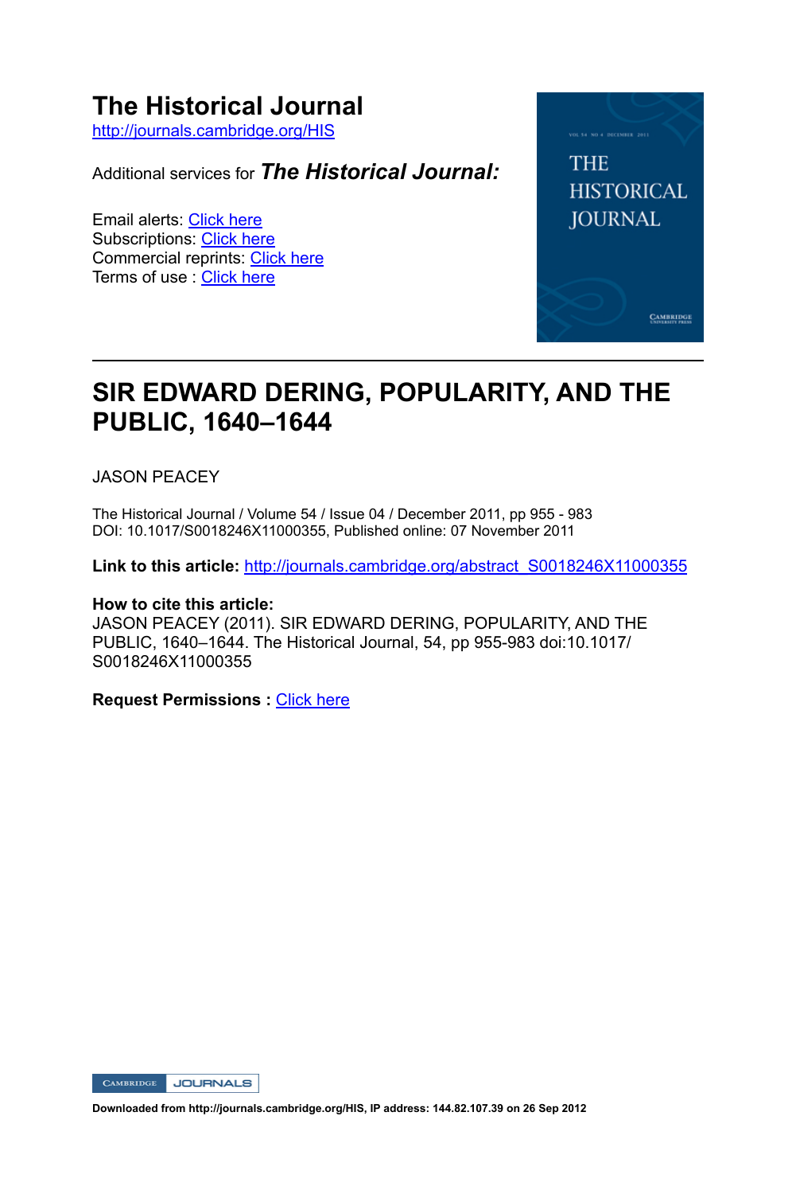# The Historical Journal

http://journals.cambridge.org/HIS

Additional services for ***The Historical Journal:***

Email alerts: Click here
Subscriptions: Click here
Commercial reprints: Click here
Terms of use : Click here

---

# SIR EDWARD DERING, POPULARITY, AND THE PUBLIC, 1640–1644

JASON PEACEY

The Historical Journal / Volume 54 / Issue 04 / December 2011, pp 955 - 983
DOI: 10.1017/S0018246X11000355, Published online: 07 November 2011

**Link to this article:** http://journals.cambridge.org/abstract_S0018246X11000355

**How to cite this article:**
JASON PEACEY (2011). SIR EDWARD DERING, POPULARITY, AND THE PUBLIC, 1640–1644. The Historical Journal, 54, pp 955-983 doi:10.1017/S0018246X11000355

**Request Permissions :** Click here

**Downloaded from http://journals.cambridge.org/HIS, IP address: 144.82.107.39 on 26 Sep 2012**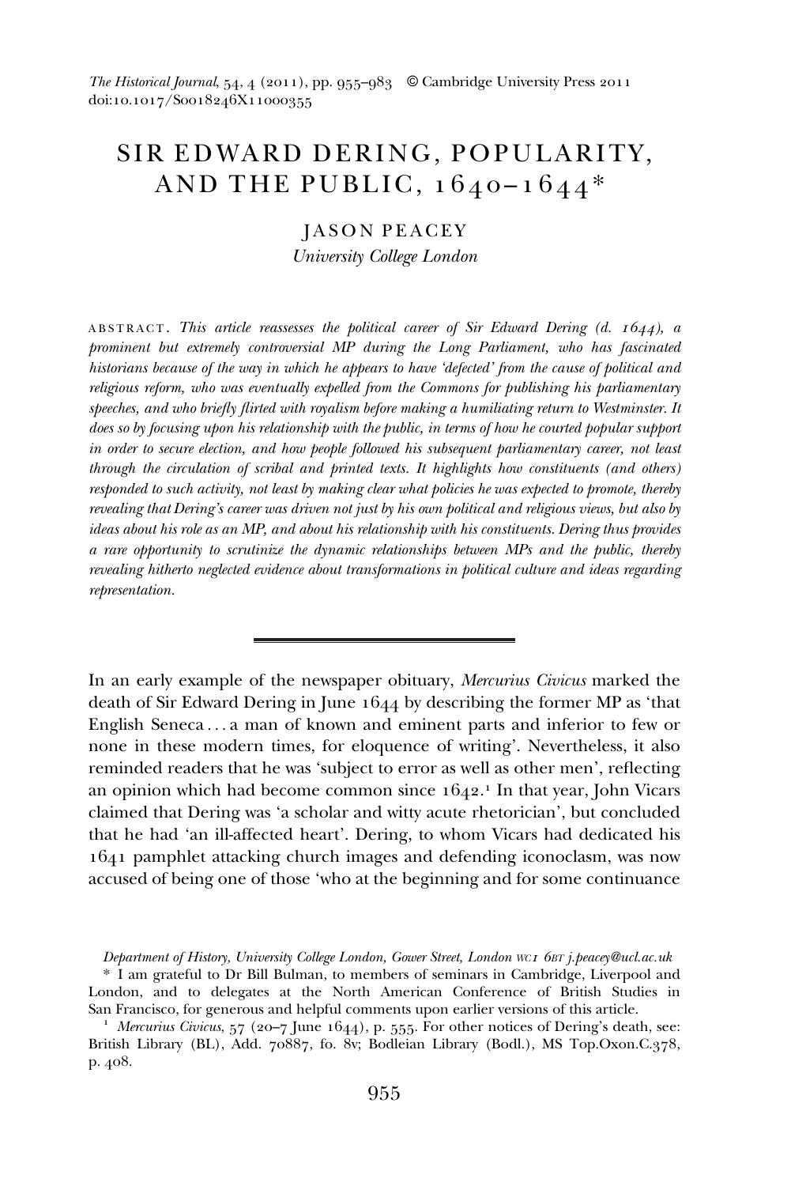# SIR EDWARD DERING, POPULARITY, AND THE PUBLIC, 1640–1644*

JASON PEACEY

*University College London*

ABSTRACT. *This article reassesses the political career of Sir Edward Dering (d. 1644), a prominent but extremely controversial MP during the Long Parliament, who has fascinated historians because of the way in which he appears to have 'defected' from the cause of political and religious reform, who was eventually expelled from the Commons for publishing his parliamentary speeches, and who briefly flirted with royalism before making a humiliating return to Westminster. It does so by focusing upon his relationship with the public, in terms of how he courted popular support in order to secure election, and how people followed his subsequent parliamentary career, not least through the circulation of scribal and printed texts. It highlights how constituents (and others) responded to such activity, not least by making clear what policies he was expected to promote, thereby revealing that Dering's career was driven not just by his own political and religious views, but also by ideas about his role as an MP, and about his relationship with his constituents. Dering thus provides a rare opportunity to scrutinize the dynamic relationships between MPs and the public, thereby revealing hitherto neglected evidence about transformations in political culture and ideas regarding representation.*

---

In an early example of the newspaper obituary, *Mercurius Civicus* marked the death of Sir Edward Dering in June 1644 by describing the former MP as 'that English Seneca . . . a man of known and eminent parts and inferior to few or none in these modern times, for eloquence of writing'. Nevertheless, it also reminded readers that he was 'subject to error as well as other men', reflecting an opinion which had become common since 1642.[1] In that year, John Vicars claimed that Dering was 'a scholar and witty acute rhetorician', but concluded that he had 'an ill-affected heart'. Dering, to whom Vicars had dedicated his 1641 pamphlet attacking church images and defending iconoclasm, was now accused of being one of those 'who at the beginning and for some continuance

*Department of History, University College London, Gower Street, London WC1 6BT j.peacey@ucl.ac.uk*

\* I am grateful to Dr Bill Bulman, to members of seminars in Cambridge, Liverpool and London, and to delegates at the North American Conference of British Studies in San Francisco, for generous and helpful comments upon earlier versions of this article.

[1] *Mercurius Civicus*, 57 (20–7 June 1644), p. 555. For other notices of Dering's death, see: British Library (BL), Add. 70887, fo. 8v; Bodleian Library (Bodl.), MS Top.Oxon.C.378, p. 408.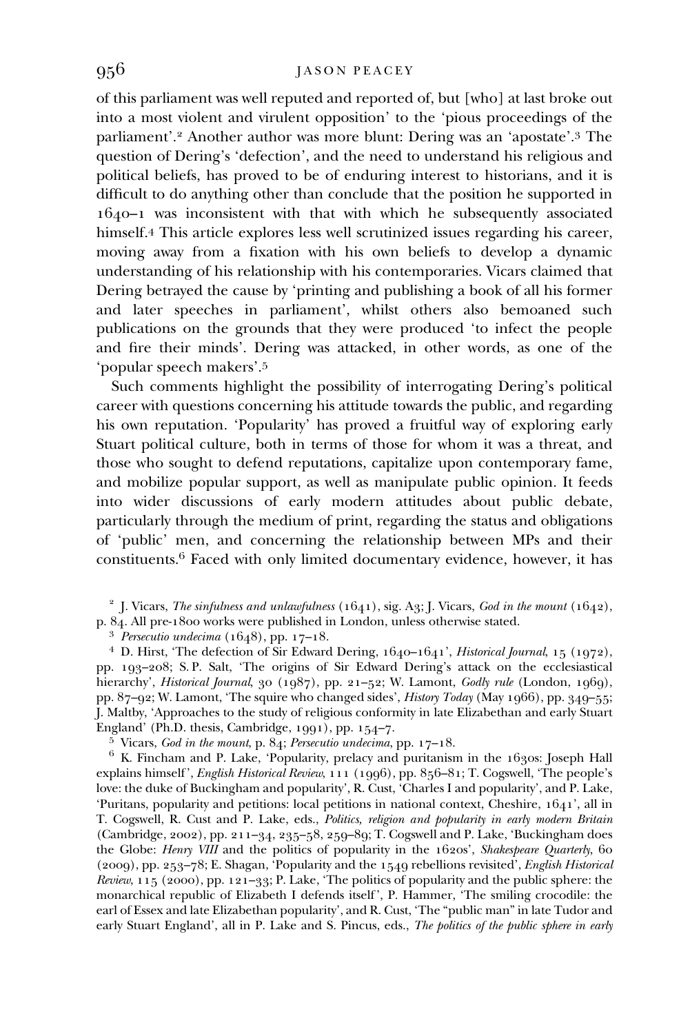of this parliament was well reputed and reported of, but [who] at last broke out into a most violent and virulent opposition' to the 'pious proceedings of the parliament'.[2] Another author was more blunt: Dering was an 'apostate'.[3] The question of Dering's 'defection', and the need to understand his religious and political beliefs, has proved to be of enduring interest to historians, and it is difficult to do anything other than conclude that the position he supported in 1640–1 was inconsistent with that with which he subsequently associated himself.[4] This article explores less well scrutinized issues regarding his career, moving away from a fixation with his own beliefs to develop a dynamic understanding of his relationship with his contemporaries. Vicars claimed that Dering betrayed the cause by 'printing and publishing a book of all his former and later speeches in parliament', whilst others also bemoaned such publications on the grounds that they were produced 'to infect the people and fire their minds'. Dering was attacked, in other words, as one of the 'popular speech makers'.[5]

Such comments highlight the possibility of interrogating Dering's political career with questions concerning his attitude towards the public, and regarding his own reputation. 'Popularity' has proved a fruitful way of exploring early Stuart political culture, both in terms of those for whom it was a threat, and those who sought to defend reputations, capitalize upon contemporary fame, and mobilize popular support, as well as manipulate public opinion. It feeds into wider discussions of early modern attitudes about public debate, particularly through the medium of print, regarding the status and obligations of 'public' men, and concerning the relationship between MPs and their constituents.[6] Faced with only limited documentary evidence, however, it has

[2] J. Vicars, *The sinfulness and unlawfulness* (1641), sig. A3; J. Vicars, *God in the mount* (1642), p. 84. All pre-1800 works were published in London, unless otherwise stated.

[3] *Persecutio undecima* (1648), pp. 17–18.

[4] D. Hirst, 'The defection of Sir Edward Dering, 1640–1641', *Historical Journal*, 15 (1972), pp. 193–208; S. P. Salt, 'The origins of Sir Edward Dering's attack on the ecclesiastical hierarchy', *Historical Journal*, 30 (1987), pp. 21–52; W. Lamont, *Godly rule* (London, 1969), pp. 87–92; W. Lamont, 'The squire who changed sides', *History Today* (May 1966), pp. 349–55; J. Maltby, 'Approaches to the study of religious conformity in late Elizabethan and early Stuart England' (Ph.D. thesis, Cambridge, 1991), pp. 154–7.

[5] Vicars, *God in the mount*, p. 84; *Persecutio undecima*, pp. 17–18.

[6] K. Fincham and P. Lake, 'Popularity, prelacy and puritanism in the 1630s: Joseph Hall explains himself', *English Historical Review*, 111 (1996), pp. 856–81; T. Cogswell, 'The people's love: the duke of Buckingham and popularity', R. Cust, 'Charles I and popularity', and P. Lake, 'Puritans, popularity and petitions: local petitions in national context, Cheshire, 1641', all in T. Cogswell, R. Cust and P. Lake, eds., *Politics, religion and popularity in early modern Britain* (Cambridge, 2002), pp. 211–34, 235–58, 259–89; T. Cogswell and P. Lake, 'Buckingham does the Globe: *Henry VIII* and the politics of popularity in the 1620s', *Shakespeare Quarterly*, 60 (2009), pp. 253–78; E. Shagan, 'Popularity and the 1549 rebellions revisited', *English Historical Review*, 115 (2000), pp. 121–33; P. Lake, 'The politics of popularity and the public sphere: the monarchical republic of Elizabeth I defends itself', P. Hammer, 'The smiling crocodile: the earl of Essex and late Elizabethan popularity', and R. Cust, 'The "public man" in late Tudor and early Stuart England', all in P. Lake and S. Pincus, eds., *The politics of the public sphere in early*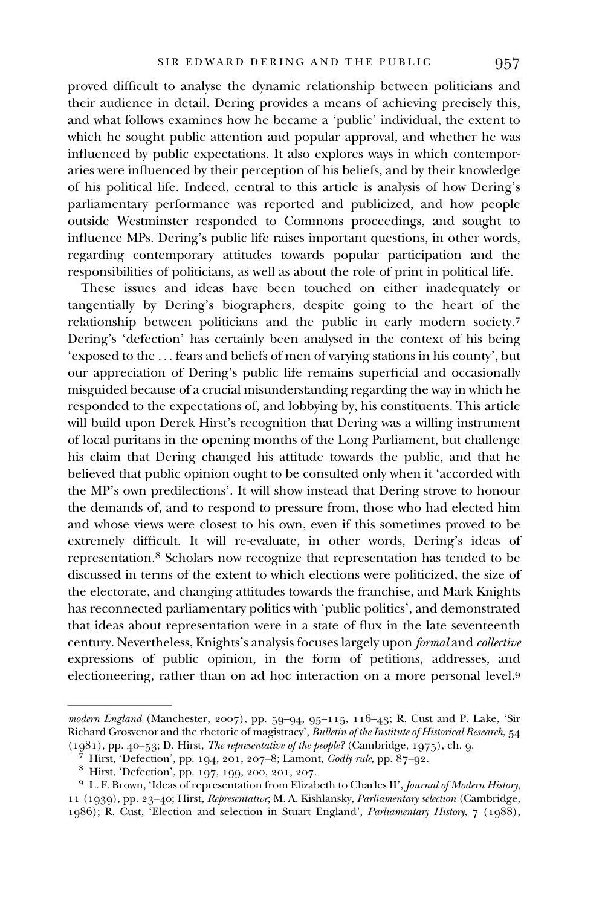proved difficult to analyse the dynamic relationship between politicians and their audience in detail. Dering provides a means of achieving precisely this, and what follows examines how he became a 'public' individual, the extent to which he sought public attention and popular approval, and whether he was influenced by public expectations. It also explores ways in which contemporaries were influenced by their perception of his beliefs, and by their knowledge of his political life. Indeed, central to this article is analysis of how Dering's parliamentary performance was reported and publicized, and how people outside Westminster responded to Commons proceedings, and sought to influence MPs. Dering's public life raises important questions, in other words, regarding contemporary attitudes towards popular participation and the responsibilities of politicians, as well as about the role of print in political life.

These issues and ideas have been touched on either inadequately or tangentially by Dering's biographers, despite going to the heart of the relationship between politicians and the public in early modern society.[7] Dering's 'defection' has certainly been analysed in the context of his being 'exposed to the ... fears and beliefs of men of varying stations in his county', but our appreciation of Dering's public life remains superficial and occasionally misguided because of a crucial misunderstanding regarding the way in which he responded to the expectations of, and lobbying by, his constituents. This article will build upon Derek Hirst's recognition that Dering was a willing instrument of local puritans in the opening months of the Long Parliament, but challenge his claim that Dering changed his attitude towards the public, and that he believed that public opinion ought to be consulted only when it 'accorded with the MP's own predilections'. It will show instead that Dering strove to honour the demands of, and to respond to pressure from, those who had elected him and whose views were closest to his own, even if this sometimes proved to be extremely difficult. It will re-evaluate, in other words, Dering's ideas of representation.[8] Scholars now recognize that representation has tended to be discussed in terms of the extent to which elections were politicized, the size of the electorate, and changing attitudes towards the franchise, and Mark Knights has reconnected parliamentary politics with 'public politics', and demonstrated that ideas about representation were in a state of flux in the late seventeenth century. Nevertheless, Knights's analysis focuses largely upon *formal* and *collective* expressions of public opinion, in the form of petitions, addresses, and electioneering, rather than on ad hoc interaction on a more personal level.[9]

---

*modern England* (Manchester, 2007), pp. 59–94, 95–115, 116–43; R. Cust and P. Lake, 'Sir Richard Grosvenor and the rhetoric of magistracy', *Bulletin of the Institute of Historical Research*, 54 (1981), pp. 40–53; D. Hirst, *The representative of the people?* (Cambridge, 1975), ch. 9.

[7] Hirst, 'Defection', pp. 194, 201, 207–8; Lamont, *Godly rule*, pp. 87–92.

[8] Hirst, 'Defection', pp. 197, 199, 200, 201, 207.

[9] L. F. Brown, 'Ideas of representation from Elizabeth to Charles II', *Journal of Modern History*, 11 (1939), pp. 23–40; Hirst, *Representative*; M. A. Kishlansky, *Parliamentary selection* (Cambridge, 1986); R. Cust, 'Election and selection in Stuart England', *Parliamentary History*, 7 (1988),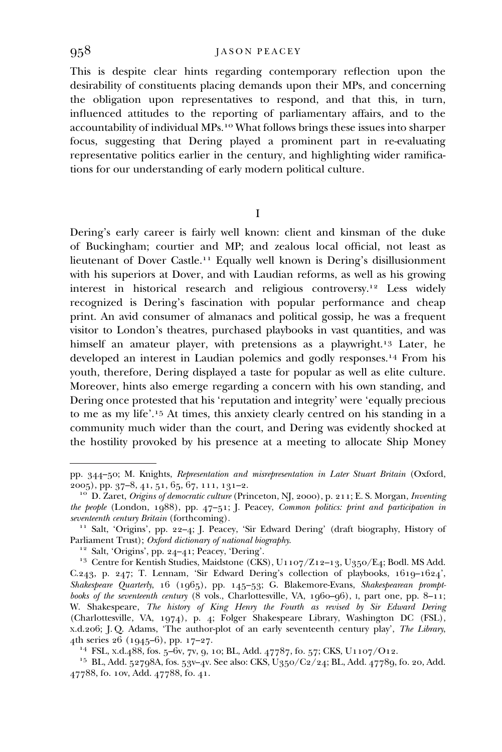This is despite clear hints regarding contemporary reflection upon the desirability of constituents placing demands upon their MPs, and concerning the obligation upon representatives to respond, and that this, in turn, influenced attitudes to the reporting of parliamentary affairs, and to the accountability of individual MPs.[10] What follows brings these issues into sharper focus, suggesting that Dering played a prominent part in re-evaluating representative politics earlier in the century, and highlighting wider ramifications for our understanding of early modern political culture.

## I

Dering's early career is fairly well known: client and kinsman of the duke of Buckingham; courtier and MP; and zealous local official, not least as lieutenant of Dover Castle.[11] Equally well known is Dering's disillusionment with his superiors at Dover, and with Laudian reforms, as well as his growing interest in historical research and religious controversy.[12] Less widely recognized is Dering's fascination with popular performance and cheap print. An avid consumer of almanacs and political gossip, he was a frequent visitor to London's theatres, purchased playbooks in vast quantities, and was himself an amateur player, with pretensions as a playwright.[13] Later, he developed an interest in Laudian polemics and godly responses.[14] From his youth, therefore, Dering displayed a taste for popular as well as elite culture. Moreover, hints also emerge regarding a concern with his own standing, and Dering once protested that his 'reputation and integrity' were 'equally precious to me as my life'.[15] At times, this anxiety clearly centred on his standing in a community much wider than the court, and Dering was evidently shocked at the hostility provoked by his presence at a meeting to allocate Ship Money

---

pp. 344–50; M. Knights, *Representation and misrepresentation in Later Stuart Britain* (Oxford, 2005), pp. 37–8, 41, 51, 65, 67, 111, 131–2.

[10] D. Zaret, *Origins of democratic culture* (Princeton, NJ, 2000), p. 211; E. S. Morgan, *Inventing the people* (London, 1988), pp. 47–51; J. Peacey, *Common politics: print and participation in seventeenth century Britain* (forthcoming).

[11] Salt, 'Origins', pp. 22–4; J. Peacey, 'Sir Edward Dering' (draft biography, History of Parliament Trust); *Oxford dictionary of national biography*.

[12] Salt, 'Origins', pp. 24–41; Peacey, 'Dering'.

[13] Centre for Kentish Studies, Maidstone (CKS), U1107/Z12–13, U350/E4; Bodl. MS Add. C.243, p. 247; T. Lennam, 'Sir Edward Dering's collection of playbooks, 1619–1624', *Shakespeare Quarterly*, 16 (1965), pp. 145–53; G. Blakemore-Evans, *Shakespearean prompt-books of the seventeenth century* (8 vols., Charlottesville, VA, 1960–96), I, part one, pp. 8–11; W. Shakespeare, *The history of King Henry the Fourth as revised by Sir Edward Dering* (Charlottesville, VA, 1974), p. 4; Folger Shakespeare Library, Washington DC (FSL), x.d.206; J. Q. Adams, 'The author-plot of an early seventeenth century play', *The Library*, 4th series 26 (1945–6), pp. 17–27.

[14] FSL, x.d.488, fos. 5–6v, 7v, 9, 10; BL, Add. 47787, fo. 57; CKS, U1107/O12.

[15] BL, Add. 52798A, fos. 53v–4v. See also: CKS, U350/C2/24; BL, Add. 47789, fo. 20, Add. 47788, fo. 10v, Add. 47788, fo. 41.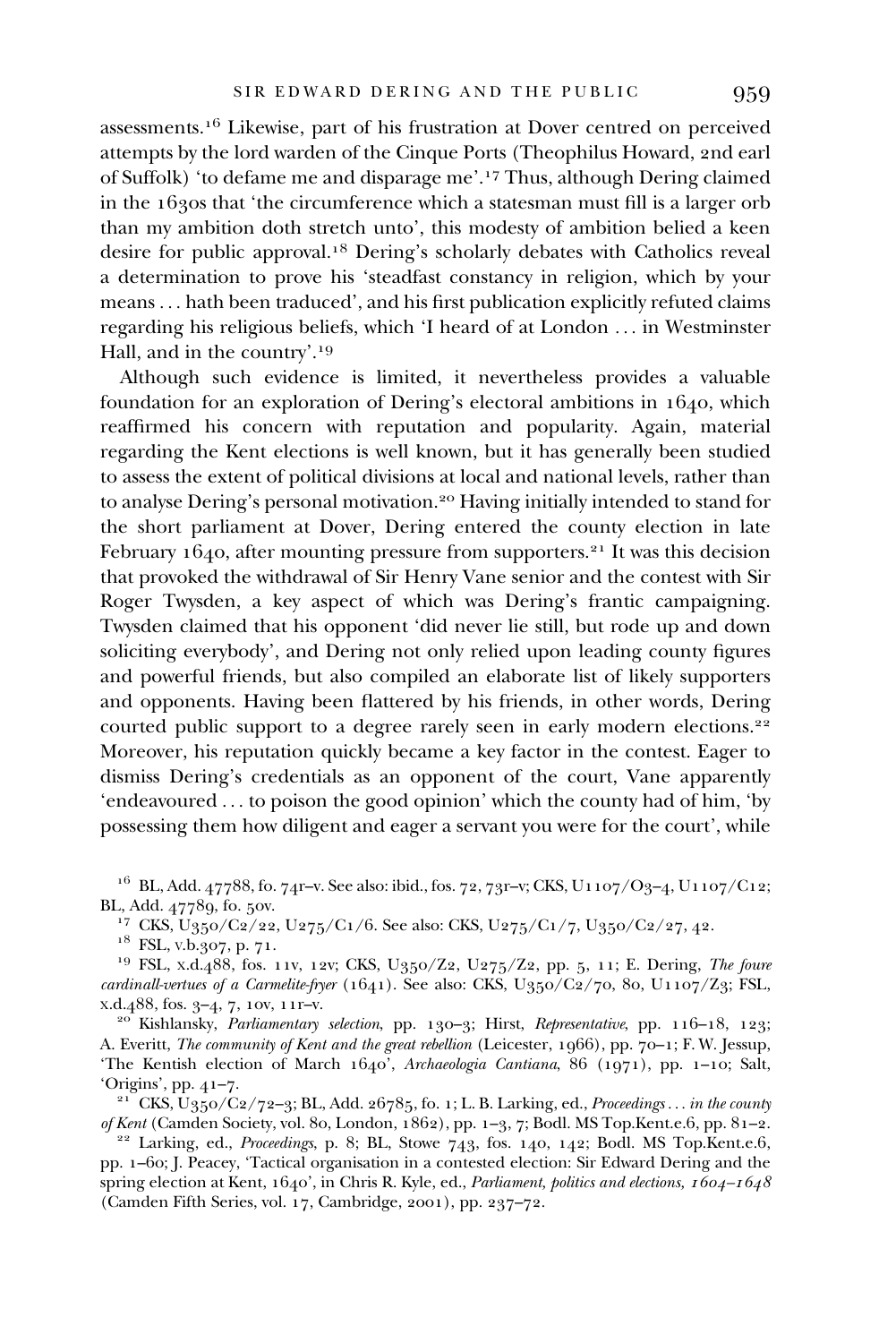assessments.[16] Likewise, part of his frustration at Dover centred on perceived attempts by the lord warden of the Cinque Ports (Theophilus Howard, 2nd earl of Suffolk) 'to defame me and disparage me'.[17] Thus, although Dering claimed in the 1630s that 'the circumference which a statesman must fill is a larger orb than my ambition doth stretch unto', this modesty of ambition belied a keen desire for public approval.[18] Dering's scholarly debates with Catholics reveal a determination to prove his 'steadfast constancy in religion, which by your means ... hath been traduced', and his first publication explicitly refuted claims regarding his religious beliefs, which 'I heard of at London ... in Westminster Hall, and in the country'.[19]

Although such evidence is limited, it nevertheless provides a valuable foundation for an exploration of Dering's electoral ambitions in 1640, which reaffirmed his concern with reputation and popularity. Again, material regarding the Kent elections is well known, but it has generally been studied to assess the extent of political divisions at local and national levels, rather than to analyse Dering's personal motivation.[20] Having initially intended to stand for the short parliament at Dover, Dering entered the county election in late February 1640, after mounting pressure from supporters.[21] It was this decision that provoked the withdrawal of Sir Henry Vane senior and the contest with Sir Roger Twysden, a key aspect of which was Dering's frantic campaigning. Twysden claimed that his opponent 'did never lie still, but rode up and down soliciting everybody', and Dering not only relied upon leading county figures and powerful friends, but also compiled an elaborate list of likely supporters and opponents. Having been flattered by his friends, in other words, Dering courted public support to a degree rarely seen in early modern elections.[22] Moreover, his reputation quickly became a key factor in the contest. Eager to dismiss Dering's credentials as an opponent of the court, Vane apparently 'endeavoured ... to poison the good opinion' which the county had of him, 'by possessing them how diligent and eager a servant you were for the court', while

[16] BL, Add. 47788, fo. 74r–v. See also: ibid., fos. 72, 73r–v; CKS, U1107/O3–4, U1107/C12; BL, Add. 47789, fo. 50v.

[17] CKS, U350/C2/22, U275/C1/6. See also: CKS, U275/C1/7, U350/C2/27, 42.

[18] FSL, v.b.307, p. 71.

[19] FSL, x.d.488, fos. 11v, 12v; CKS, U350/Z2, U275/Z2, pp. 5, 11; E. Dering, *The foure cardinall-vertues of a Carmelite-fryer* (1641). See also: CKS, U350/C2/70, 80, U1107/Z3; FSL, x.d.488, fos. 3–4, 7, 10v, 11r–v.

[20] Kishlansky, *Parliamentary selection*, pp. 130–3; Hirst, *Representative*, pp. 116–18, 123; A. Everitt, *The community of Kent and the great rebellion* (Leicester, 1966), pp. 70–1; F. W. Jessup, 'The Kentish election of March 1640', *Archaeologia Cantiana*, 86 (1971), pp. 1–10; Salt, 'Origins', pp. 41–7.

[21] CKS, U350/C2/72–3; BL, Add. 26785, fo. 1; L. B. Larking, ed., *Proceedings ... in the county of Kent* (Camden Society, vol. 80, London, 1862), pp. 1–3, 7; Bodl. MS Top.Kent.e.6, pp. 81–2.

[22] Larking, ed., *Proceedings*, p. 8; BL, Stowe 743, fos. 140, 142; Bodl. MS Top.Kent.e.6, pp. 1–60; J. Peacey, 'Tactical organisation in a contested election: Sir Edward Dering and the spring election at Kent, 1640', in Chris R. Kyle, ed., *Parliament, politics and elections, 1604–1648* (Camden Fifth Series, vol. 17, Cambridge, 2001), pp. 237–72.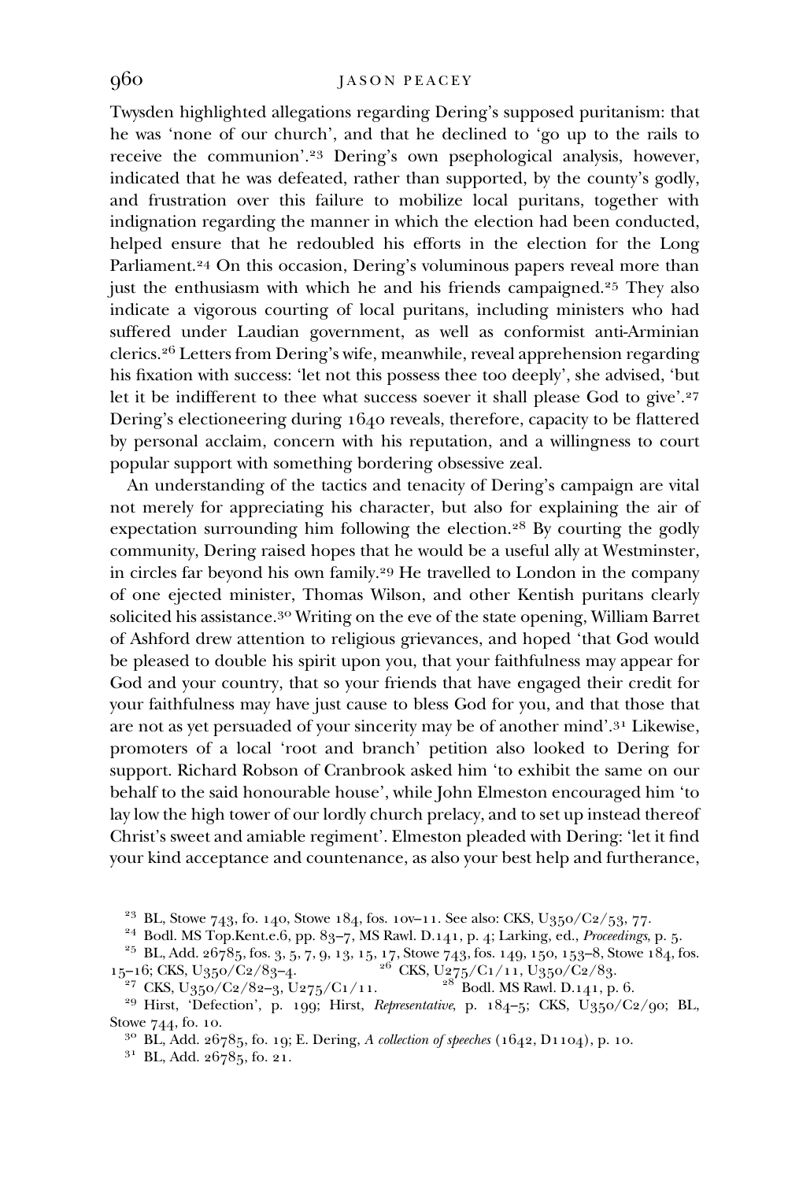Twysden highlighted allegations regarding Dering's supposed puritanism: that he was 'none of our church', and that he declined to 'go up to the rails to receive the communion'.[23] Dering's own psephological analysis, however, indicated that he was defeated, rather than supported, by the county's godly, and frustration over this failure to mobilize local puritans, together with indignation regarding the manner in which the election had been conducted, helped ensure that he redoubled his efforts in the election for the Long Parliament.[24] On this occasion, Dering's voluminous papers reveal more than just the enthusiasm with which he and his friends campaigned.[25] They also indicate a vigorous courting of local puritans, including ministers who had suffered under Laudian government, as well as conformist anti-Arminian clerics.[26] Letters from Dering's wife, meanwhile, reveal apprehension regarding his fixation with success: 'let not this possess thee too deeply', she advised, 'but let it be indifferent to thee what success soever it shall please God to give'.[27] Dering's electioneering during 1640 reveals, therefore, capacity to be flattered by personal acclaim, concern with his reputation, and a willingness to court popular support with something bordering obsessive zeal.

An understanding of the tactics and tenacity of Dering's campaign are vital not merely for appreciating his character, but also for explaining the air of expectation surrounding him following the election.[28] By courting the godly community, Dering raised hopes that he would be a useful ally at Westminster, in circles far beyond his own family.[29] He travelled to London in the company of one ejected minister, Thomas Wilson, and other Kentish puritans clearly solicited his assistance.[30] Writing on the eve of the state opening, William Barret of Ashford drew attention to religious grievances, and hoped 'that God would be pleased to double his spirit upon you, that your faithfulness may appear for God and your country, that so your friends that have engaged their credit for your faithfulness may have just cause to bless God for you, and that those that are not as yet persuaded of your sincerity may be of another mind'.[31] Likewise, promoters of a local 'root and branch' petition also looked to Dering for support. Richard Robson of Cranbrook asked him 'to exhibit the same on our behalf to the said honourable house', while John Elmeston encouraged him 'to lay low the high tower of our lordly church prelacy, and to set up instead thereof Christ's sweet and amiable regiment'. Elmeston pleaded with Dering: 'let it find your kind acceptance and countenance, as also your best help and furtherance,

[23] BL, Stowe 743, fo. 140, Stowe 184, fos. 10v–11. See also: CKS, U350/C2/53, 77.

[24] Bodl. MS Top.Kent.e.6, pp. 83–7, MS Rawl. D.141, p. 4; Larking, ed., *Proceedings*, p. 5.

[25] BL, Add. 26785, fos. 3, 5, 7, 9, 13, 15, 17, Stowe 743, fos. 149, 150, 153–8, Stowe 184, fos. 15–16; CKS, U350/C2/83–4.

[26] CKS, U275/C1/11, U350/C2/83.

[27] CKS, U350/C2/82–3, U275/C1/11.

[28] Bodl. MS Rawl. D.141, p. 6.

[29] Hirst, 'Defection', p. 199; Hirst, *Representative*, p. 184–5; CKS, U350/C2/90; BL, Stowe 744, fo. 10.

[30] BL, Add. 26785, fo. 19; E. Dering, *A collection of speeches* (1642, D1104), p. 10.

[31] BL, Add. 26785, fo. 21.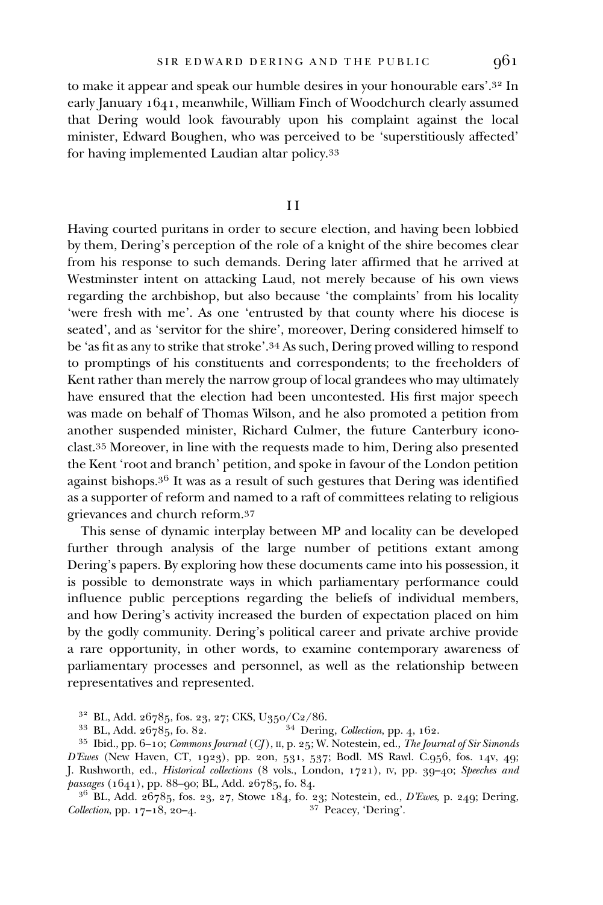to make it appear and speak our humble desires in your honourable ears'.[32] In early January 1641, meanwhile, William Finch of Woodchurch clearly assumed that Dering would look favourably upon his complaint against the local minister, Edward Boughen, who was perceived to be 'superstitiously affected' for having implemented Laudian altar policy.[33]

## II

Having courted puritans in order to secure election, and having been lobbied by them, Dering's perception of the role of a knight of the shire becomes clear from his response to such demands. Dering later affirmed that he arrived at Westminster intent on attacking Laud, not merely because of his own views regarding the archbishop, but also because 'the complaints' from his locality 'were fresh with me'. As one 'entrusted by that county where his diocese is seated', and as 'servitor for the shire', moreover, Dering considered himself to be 'as fit as any to strike that stroke'.[34] As such, Dering proved willing to respond to promptings of his constituents and correspondents; to the freeholders of Kent rather than merely the narrow group of local grandees who may ultimately have ensured that the election had been uncontested. His first major speech was made on behalf of Thomas Wilson, and he also promoted a petition from another suspended minister, Richard Culmer, the future Canterbury iconoclast.[35] Moreover, in line with the requests made to him, Dering also presented the Kent 'root and branch' petition, and spoke in favour of the London petition against bishops.[36] It was as a result of such gestures that Dering was identified as a supporter of reform and named to a raft of committees relating to religious grievances and church reform.[37]

This sense of dynamic interplay between MP and locality can be developed further through analysis of the large number of petitions extant among Dering's papers. By exploring how these documents came into his possession, it is possible to demonstrate ways in which parliamentary performance could influence public perceptions regarding the beliefs of individual members, and how Dering's activity increased the burden of expectation placed on him by the godly community. Dering's political career and private archive provide a rare opportunity, in other words, to examine contemporary awareness of parliamentary processes and personnel, as well as the relationship between representatives and represented.

[32] BL, Add. 26785, fos. 23, 27; CKS, U350/C2/86.

[33] BL, Add. 26785, fo. 82.

[34] Dering, *Collection*, pp. 4, 162.

[35] Ibid., pp. 6–10; *Commons Journal* (*CJ*), II, p. 25; W. Notestein, ed., *The Journal of Sir Simonds D'Ewes* (New Haven, CT, 1923), pp. 20n, 531, 537; Bodl. MS Rawl. C.956, fos. 14v, 49; J. Rushworth, ed., *Historical collections* (8 vols., London, 1721), IV, pp. 39–40; *Speeches and passages* (1641), pp. 88–90; BL, Add. 26785, fo. 84.

[36] BL, Add. 26785, fos. 23, 27, Stowe 184, fo. 23; Notestein, ed., *D'Ewes*, p. 249; Dering, *Collection*, pp. 17–18, 20–4.

[37] Peacey, 'Dering'.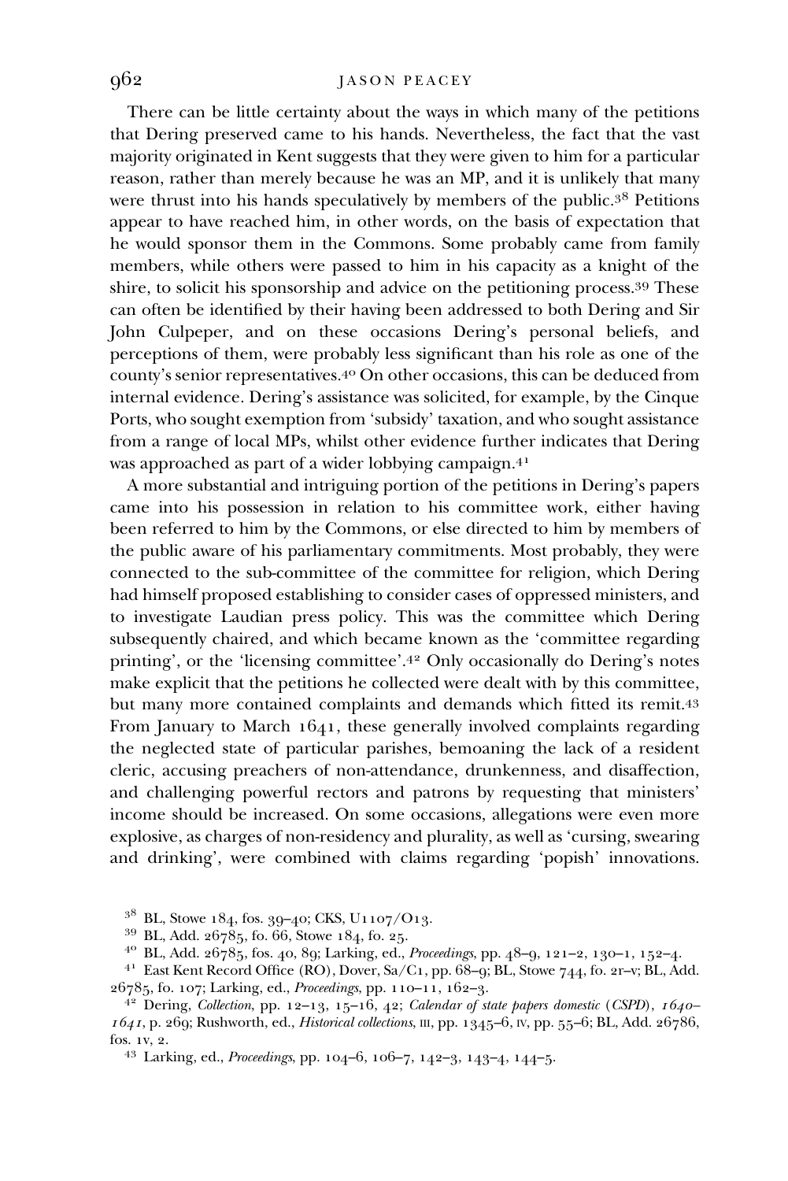There can be little certainty about the ways in which many of the petitions that Dering preserved came to his hands. Nevertheless, the fact that the vast majority originated in Kent suggests that they were given to him for a particular reason, rather than merely because he was an MP, and it is unlikely that many were thrust into his hands speculatively by members of the public.[38] Petitions appear to have reached him, in other words, on the basis of expectation that he would sponsor them in the Commons. Some probably came from family members, while others were passed to him in his capacity as a knight of the shire, to solicit his sponsorship and advice on the petitioning process.[39] These can often be identified by their having been addressed to both Dering and Sir John Culpeper, and on these occasions Dering's personal beliefs, and perceptions of them, were probably less significant than his role as one of the county's senior representatives.[40] On other occasions, this can be deduced from internal evidence. Dering's assistance was solicited, for example, by the Cinque Ports, who sought exemption from 'subsidy' taxation, and who sought assistance from a range of local MPs, whilst other evidence further indicates that Dering was approached as part of a wider lobbying campaign.[41]

A more substantial and intriguing portion of the petitions in Dering's papers came into his possession in relation to his committee work, either having been referred to him by the Commons, or else directed to him by members of the public aware of his parliamentary commitments. Most probably, they were connected to the sub-committee of the committee for religion, which Dering had himself proposed establishing to consider cases of oppressed ministers, and to investigate Laudian press policy. This was the committee which Dering subsequently chaired, and which became known as the 'committee regarding printing', or the 'licensing committee'.[42] Only occasionally do Dering's notes make explicit that the petitions he collected were dealt with by this committee, but many more contained complaints and demands which fitted its remit.[43] From January to March 1641, these generally involved complaints regarding the neglected state of particular parishes, bemoaning the lack of a resident cleric, accusing preachers of non-attendance, drunkenness, and disaffection, and challenging powerful rectors and patrons by requesting that ministers' income should be increased. On some occasions, allegations were even more explosive, as charges of non-residency and plurality, as well as 'cursing, swearing and drinking', were combined with claims regarding 'popish' innovations.

[38] BL, Stowe 184, fos. 39–40; CKS, U1107/O13.

[39] BL, Add. 26785, fo. 66, Stowe 184, fo. 25.

[40] BL, Add. 26785, fos. 40, 89; Larking, ed., *Proceedings*, pp. 48–9, 121–2, 130–1, 152–4.

[41] East Kent Record Office (RO), Dover, Sa/C1, pp. 68–9; BL, Stowe 744, fo. 2r–v; BL, Add. 26785, fo. 107; Larking, ed., *Proceedings*, pp. 110–11, 162–3.

[42] Dering, *Collection*, pp. 12–13, 15–16, 42; *Calendar of state papers domestic* (*CSPD*), *1640–1641*, p. 269; Rushworth, ed., *Historical collections*, III, pp. 1345–6, IV, pp. 55–6; BL, Add. 26786, fos. 1v, 2.

[43] Larking, ed., *Proceedings*, pp. 104–6, 106–7, 142–3, 143–4, 144–5.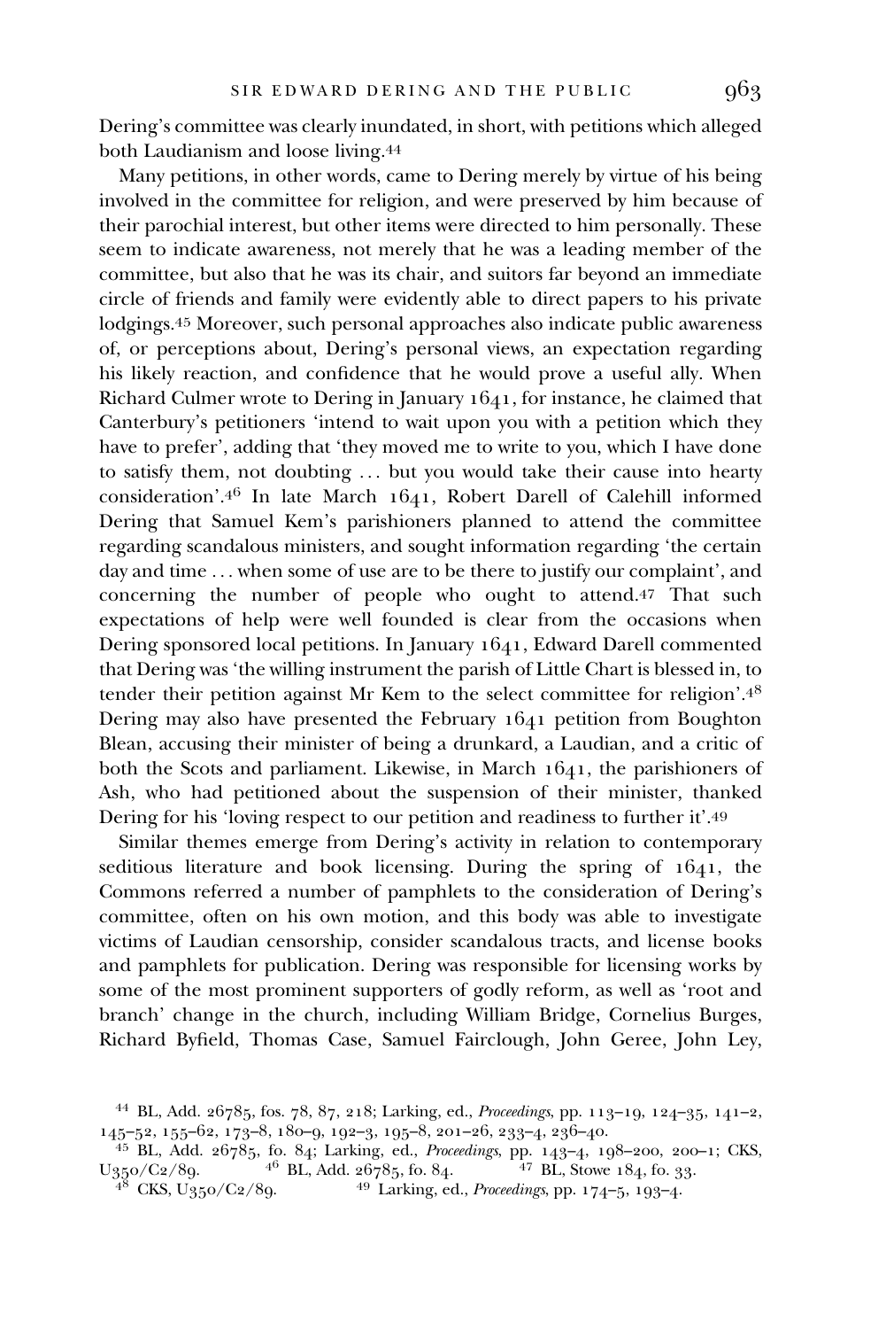Dering's committee was clearly inundated, in short, with petitions which alleged both Laudianism and loose living.[44]

Many petitions, in other words, came to Dering merely by virtue of his being involved in the committee for religion, and were preserved by him because of their parochial interest, but other items were directed to him personally. These seem to indicate awareness, not merely that he was a leading member of the committee, but also that he was its chair, and suitors far beyond an immediate circle of friends and family were evidently able to direct papers to his private lodgings.[45] Moreover, such personal approaches also indicate public awareness of, or perceptions about, Dering's personal views, an expectation regarding his likely reaction, and confidence that he would prove a useful ally. When Richard Culmer wrote to Dering in January 1641, for instance, he claimed that Canterbury's petitioners 'intend to wait upon you with a petition which they have to prefer', adding that 'they moved me to write to you, which I have done to satisfy them, not doubting ... but you would take their cause into hearty consideration'.[46] In late March 1641, Robert Darell of Calehill informed Dering that Samuel Kem's parishioners planned to attend the committee regarding scandalous ministers, and sought information regarding 'the certain day and time ... when some of use are to be there to justify our complaint', and concerning the number of people who ought to attend.[47] That such expectations of help were well founded is clear from the occasions when Dering sponsored local petitions. In January 1641, Edward Darell commented that Dering was 'the willing instrument the parish of Little Chart is blessed in, to tender their petition against Mr Kem to the select committee for religion'.[48] Dering may also have presented the February 1641 petition from Boughton Blean, accusing their minister of being a drunkard, a Laudian, and a critic of both the Scots and parliament. Likewise, in March 1641, the parishioners of Ash, who had petitioned about the suspension of their minister, thanked Dering for his 'loving respect to our petition and readiness to further it'.[49]

Similar themes emerge from Dering's activity in relation to contemporary seditious literature and book licensing. During the spring of 1641, the Commons referred a number of pamphlets to the consideration of Dering's committee, often on his own motion, and this body was able to investigate victims of Laudian censorship, consider scandalous tracts, and license books and pamphlets for publication. Dering was responsible for licensing works by some of the most prominent supporters of godly reform, as well as 'root and branch' change in the church, including William Bridge, Cornelius Burges, Richard Byfield, Thomas Case, Samuel Fairclough, John Geree, John Ley,

[44] BL, Add. 26785, fos. 78, 87, 218; Larking, ed., *Proceedings*, pp. 113–19, 124–35, 141–2, 145–52, 155–62, 173–8, 180–9, 192–3, 195–8, 201–26, 233–4, 236–40.

[45] BL, Add. 26785, fo. 84; Larking, ed., *Proceedings*, pp. 143–4, 198–200, 200–1; CKS, U350/C2/89.

[46] BL, Add. 26785, fo. 84.

[47] BL, Stowe 184, fo. 33.

[48] CKS, U350/C2/89.

[49] Larking, ed., *Proceedings*, pp. 174–5, 193–4.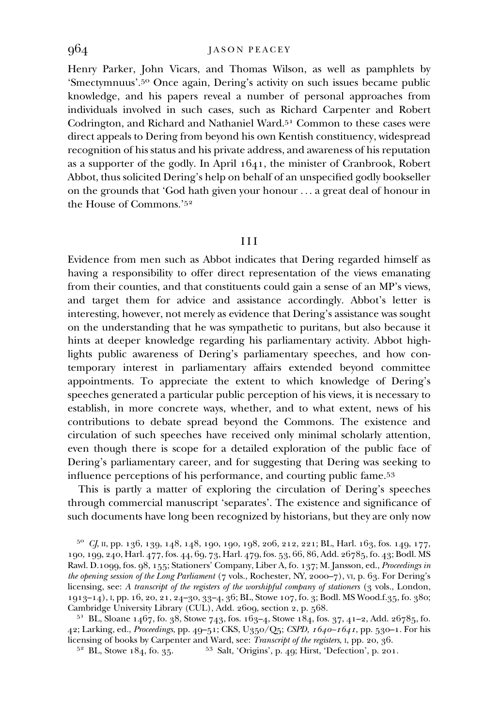Henry Parker, John Vicars, and Thomas Wilson, as well as pamphlets by 'Smectymnuus'.[50] Once again, Dering's activity on such issues became public knowledge, and his papers reveal a number of personal approaches from individuals involved in such cases, such as Richard Carpenter and Robert Codrington, and Richard and Nathaniel Ward.[51] Common to these cases were direct appeals to Dering from beyond his own Kentish constituency, widespread recognition of his status and his private address, and awareness of his reputation as a supporter of the godly. In April 1641, the minister of Cranbrook, Robert Abbot, thus solicited Dering's help on behalf of an unspecified godly bookseller on the grounds that 'God hath given your honour . . . a great deal of honour in the House of Commons.'[52]

## III

Evidence from men such as Abbot indicates that Dering regarded himself as having a responsibility to offer direct representation of the views emanating from their counties, and that constituents could gain a sense of an MP's views, and target them for advice and assistance accordingly. Abbot's letter is interesting, however, not merely as evidence that Dering's assistance was sought on the understanding that he was sympathetic to puritans, but also because it hints at deeper knowledge regarding his parliamentary activity. Abbot highlights public awareness of Dering's parliamentary speeches, and how contemporary interest in parliamentary affairs extended beyond committee appointments. To appreciate the extent to which knowledge of Dering's speeches generated a particular public perception of his views, it is necessary to establish, in more concrete ways, whether, and to what extent, news of his contributions to debate spread beyond the Commons. The existence and circulation of such speeches have received only minimal scholarly attention, even though there is scope for a detailed exploration of the public face of Dering's parliamentary career, and for suggesting that Dering was seeking to influence perceptions of his performance, and courting public fame.[53]

This is partly a matter of exploring the circulation of Dering's speeches through commercial manuscript 'separates'. The existence and significance of such documents have long been recognized by historians, but they are only now

[50] *CJ*, II, pp. 136, 139, 148, 148, 190, 190, 198, 206, 212, 221; BL, Harl. 163, fos. 149, 177, 190, 199, 240, Harl. 477, fos. 44, 69, 73, Harl. 479, fos. 53, 66, 86, Add. 26785, fo. 43; Bodl. MS Rawl. D.1099, fos. 98, 155; Stationers' Company, Liber A, fo. 137; M. Jansson, ed., *Proceedings in the opening session of the Long Parliament* (7 vols., Rochester, NY, 2000–7), VI, p. 63. For Dering's licensing, see: *A transcript of the registers of the worshipful company of stationers* (3 vols., London, 1913–14), I, pp. 16, 20, 21, 24–30, 33–4, 36; BL, Stowe 107, fo. 3; Bodl. MS Wood.f.35, fo. 380; Cambridge University Library (CUL), Add. 2609, section 2, p. 568.

[51] BL, Sloane 1467, fo. 38, Stowe 743, fos. 163–4, Stowe 184, fos. 37, 41–2, Add. 26785, fo. 42; Larking, ed., *Proceedings*, pp. 49–51; CKS, U350/Q5; *CSPD, 1640–1641*, pp. 530–1. For his licensing of books by Carpenter and Ward, see: *Transcript of the registers*, I, pp. 20, 36.

[52] BL, Stowe 184, fo. 35.

[53] Salt, 'Origins', p. 49; Hirst, 'Defection', p. 201.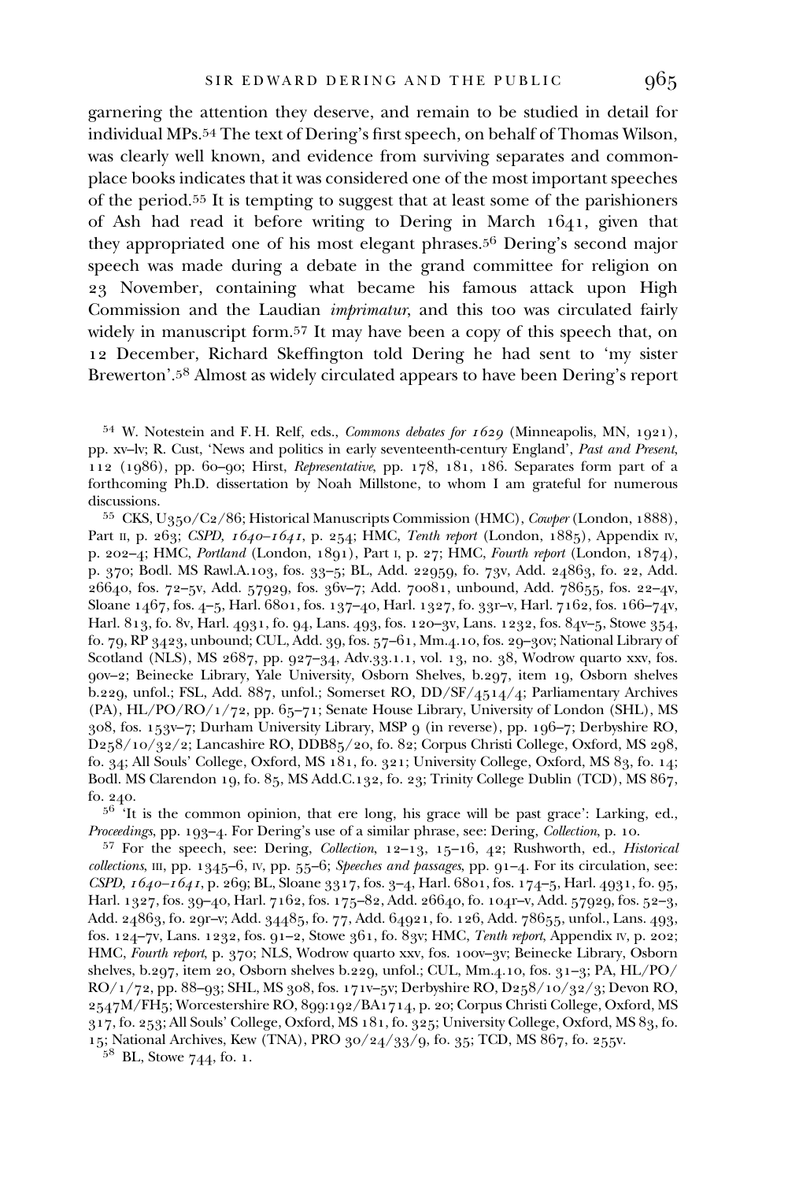garnering the attention they deserve, and remain to be studied in detail for individual MPs.[54] The text of Dering's first speech, on behalf of Thomas Wilson, was clearly well known, and evidence from surviving separates and commonplace books indicates that it was considered one of the most important speeches of the period.[55] It is tempting to suggest that at least some of the parishioners of Ash had read it before writing to Dering in March 1641, given that they appropriated one of his most elegant phrases.[56] Dering's second major speech was made during a debate in the grand committee for religion on 23 November, containing what became his famous attack upon High Commission and the Laudian *imprimatur*, and this too was circulated fairly widely in manuscript form.[57] It may have been a copy of this speech that, on 12 December, Richard Skeffington told Dering he had sent to 'my sister Brewerton'.[58] Almost as widely circulated appears to have been Dering's report

[54] W. Notestein and F. H. Relf, eds., *Commons debates for 1629* (Minneapolis, MN, 1921), pp. xv–lv; R. Cust, 'News and politics in early seventeenth-century England', *Past and Present*, 112 (1986), pp. 60–90; Hirst, *Representative*, pp. 178, 181, 186. Separates form part of a forthcoming Ph.D. dissertation by Noah Millstone, to whom I am grateful for numerous discussions.

[55] CKS, U350/C2/86; Historical Manuscripts Commission (HMC), *Cowper* (London, 1888), Part II, p. 263; *CSPD, 1640–1641*, p. 254; HMC, *Tenth report* (London, 1885), Appendix IV, p. 202–4; HMC, *Portland* (London, 1891), Part I, p. 27; HMC, *Fourth report* (London, 1874), p. 370; Bodl. MS Rawl.A.103, fos. 33–5; BL, Add. 22959, fo. 73v, Add. 24863, fo. 22, Add. 26640, fos. 72–5v, Add. 57929, fos. 36v–7; Add. 70081, unbound, Add. 78655, fos. 22–4v, Sloane 1467, fos. 4–5, Harl. 6801, fos. 137–40, Harl. 1327, fo. 33r–v, Harl. 7162, fos. 166–74v, Harl. 813, fo. 8v, Harl. 4931, fo. 94, Lans. 493, fos. 120–3v, Lans. 1232, fos. 84v–5, Stowe 354, fo. 79, RP 3423, unbound; CUL, Add. 39, fos. 57–61, Mm.4.10, fos. 29–30v; National Library of Scotland (NLS), MS 2687, pp. 927–34, Adv.33.1.1, vol. 13, no. 38, Wodrow quarto xxv, fos. 90v–2; Beinecke Library, Yale University, Osborn Shelves, b.297, item 19, Osborn shelves b.229, unfol.; FSL, Add. 887, unfol.; Somerset RO, DD/SF/4514/4; Parliamentary Archives (PA), HL/PO/RO/1/72, pp. 65–71; Senate House Library, University of London (SHL), MS 308, fos. 153v–7; Durham University Library, MSP 9 (in reverse), pp. 196–7; Derbyshire RO, D258/10/32/2; Lancashire RO, DDB85/20, fo. 82; Corpus Christi College, Oxford, MS 298, fo. 34; All Souls' College, Oxford, MS 181, fo. 321; University College, Oxford, MS 83, fo. 14; Bodl. MS Clarendon 19, fo. 85, MS Add.C.132, fo. 23; Trinity College Dublin (TCD), MS 867, fo. 240.

[56] 'It is the common opinion, that ere long, his grace will be past grace': Larking, ed., *Proceedings*, pp. 193–4. For Dering's use of a similar phrase, see: Dering, *Collection*, p. 10.

[57] For the speech, see: Dering, *Collection*, 12–13, 15–16, 42; Rushworth, ed., *Historical collections*, III, pp. 1345–6, IV, pp. 55–6; *Speeches and passages*, pp. 91–4. For its circulation, see: *CSPD, 1640–1641*, p. 269; BL, Sloane 3317, fos. 3–4, Harl. 6801, fos. 174–5, Harl. 4931, fo. 95, Harl. 1327, fos. 39–40, Harl. 7162, fos. 175–82, Add. 26640, fo. 104r–v, Add. 57929, fos. 52–3, Add. 24863, fo. 29r–v; Add. 34485, fo. 77, Add. 64921, fo. 126, Add. 78655, unfol., Lans. 493, fos. 124–7v, Lans. 1232, fos. 91–2, Stowe 361, fo. 83v; HMC, *Tenth report*, Appendix IV, p. 202; HMC, *Fourth report*, p. 370; NLS, Wodrow quarto xxv, fos. 100v–3v; Beinecke Library, Osborn shelves, b.297, item 20, Osborn shelves b.229, unfol.; CUL, Mm.4.10, fos. 31–3; PA, HL/PO/RO/1/72, pp. 88–93; SHL, MS 308, fos. 171v–5v; Derbyshire RO, D258/10/32/3; Devon RO, 2547M/FH5; Worcestershire RO, 899:192/BA1714, p. 20; Corpus Christi College, Oxford, MS 317, fo. 253; All Souls' College, Oxford, MS 181, fo. 325; University College, Oxford, MS 83, fo. 15; National Archives, Kew (TNA), PRO 30/24/33/9, fo. 35; TCD, MS 867, fo. 255v.

[58] BL, Stowe 744, fo. 1.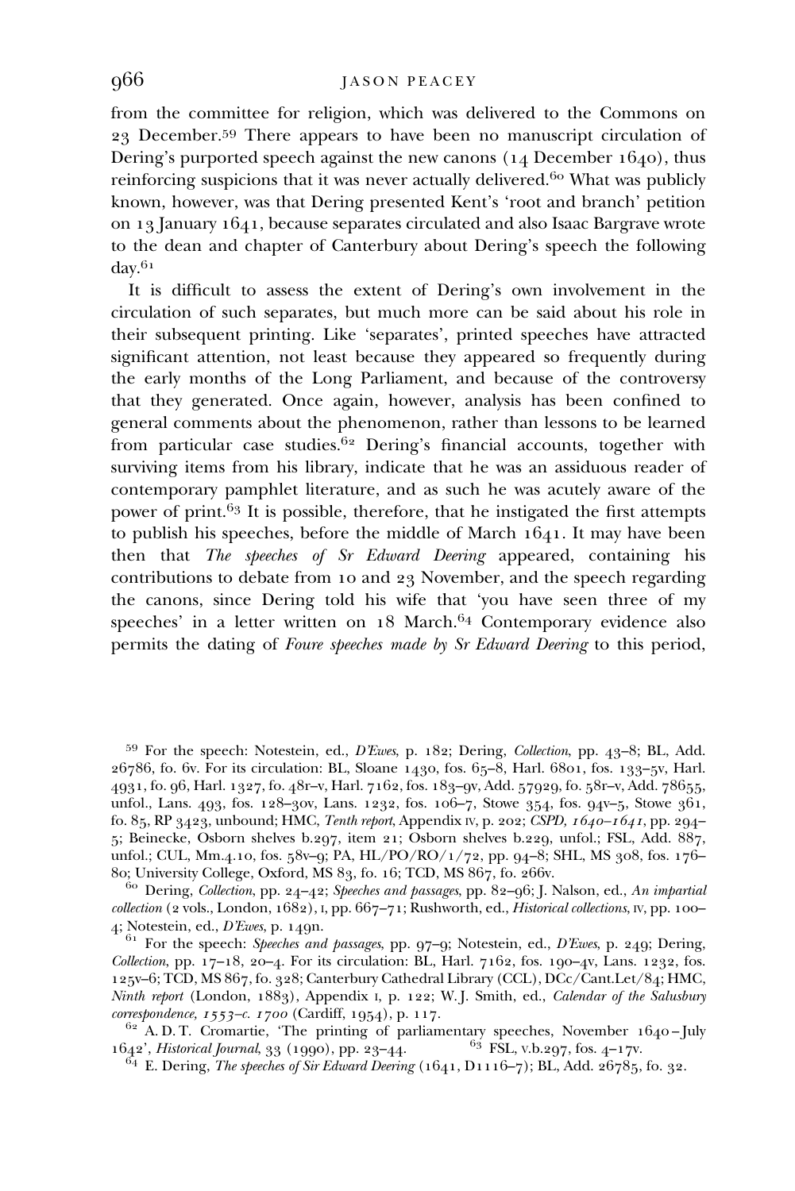from the committee for religion, which was delivered to the Commons on 23 December.[59] There appears to have been no manuscript circulation of Dering's purported speech against the new canons (14 December 1640), thus reinforcing suspicions that it was never actually delivered.[60] What was publicly known, however, was that Dering presented Kent's 'root and branch' petition on 13 January 1641, because separates circulated and also Isaac Bargrave wrote to the dean and chapter of Canterbury about Dering's speech the following day.[61]

It is difficult to assess the extent of Dering's own involvement in the circulation of such separates, but much more can be said about his role in their subsequent printing. Like 'separates', printed speeches have attracted significant attention, not least because they appeared so frequently during the early months of the Long Parliament, and because of the controversy that they generated. Once again, however, analysis has been confined to general comments about the phenomenon, rather than lessons to be learned from particular case studies.[62] Dering's financial accounts, together with surviving items from his library, indicate that he was an assiduous reader of contemporary pamphlet literature, and as such he was acutely aware of the power of print.[63] It is possible, therefore, that he instigated the first attempts to publish his speeches, before the middle of March 1641. It may have been then that *The speeches of Sr Edward Deering* appeared, containing his contributions to debate from 10 and 23 November, and the speech regarding the canons, since Dering told his wife that 'you have seen three of my speeches' in a letter written on 18 March.[64] Contemporary evidence also permits the dating of *Foure speeches made by Sr Edward Deering* to this period,

[59] For the speech: Notestein, ed., *D'Ewes*, p. 182; Dering, *Collection*, pp. 43–8; BL, Add. 26786, fo. 6v. For its circulation: BL, Sloane 1430, fos. 65–8, Harl. 6801, fos. 133–5v, Harl. 4931, fo. 96, Harl. 1327, fo. 48r–v, Harl. 7162, fos. 183–9v, Add. 57929, fo. 58r–v, Add. 78655, unfol., Lans. 493, fos. 128–30v, Lans. 1232, fos. 106–7, Stowe 354, fos. 94v–5, Stowe 361, fo. 85, RP 3423, unbound; HMC, *Tenth report*, Appendix IV, p. 202; *CSPD, 1640–1641*, pp. 294–5; Beinecke, Osborn shelves b.297, item 21; Osborn shelves b.229, unfol.; FSL, Add. 887, unfol.; CUL, Mm.4.10, fos. 58v–9; PA, HL/PO/RO/1/72, pp. 94–8; SHL, MS 308, fos. 176–80; University College, Oxford, MS 83, fo. 16; TCD, MS 867, fo. 266v.

[60] Dering, *Collection*, pp. 24–42; *Speeches and passages*, pp. 82–96; J. Nalson, ed., *An impartial collection* (2 vols., London, 1682), I, pp. 667–71; Rushworth, ed., *Historical collections*, IV, pp. 100–4; Notestein, ed., *D'Ewes*, p. 149n.

[61] For the speech: *Speeches and passages*, pp. 97–9; Notestein, ed., *D'Ewes*, p. 249; Dering, *Collection*, pp. 17–18, 20–4. For its circulation: BL, Harl. 7162, fos. 190–4v, Lans. 1232, fos. 125v–6; TCD, MS 867, fo. 328; Canterbury Cathedral Library (CCL), DCc/Cant.Let/84; HMC, *Ninth report* (London, 1883), Appendix I, p. 122; W. J. Smith, ed., *Calendar of the Salusbury correspondence, 1553–c. 1700* (Cardiff, 1954), p. 117.

[62] A. D. T. Cromartie, 'The printing of parliamentary speeches, November 1640 – July 1642', *Historical Journal*, 33 (1990), pp. 23–44.

[63] FSL, v.b.297, fos. 4–17v.

[64] E. Dering, *The speeches of Sir Edward Deering* (1641, D1116–7); BL, Add. 26785, fo. 32.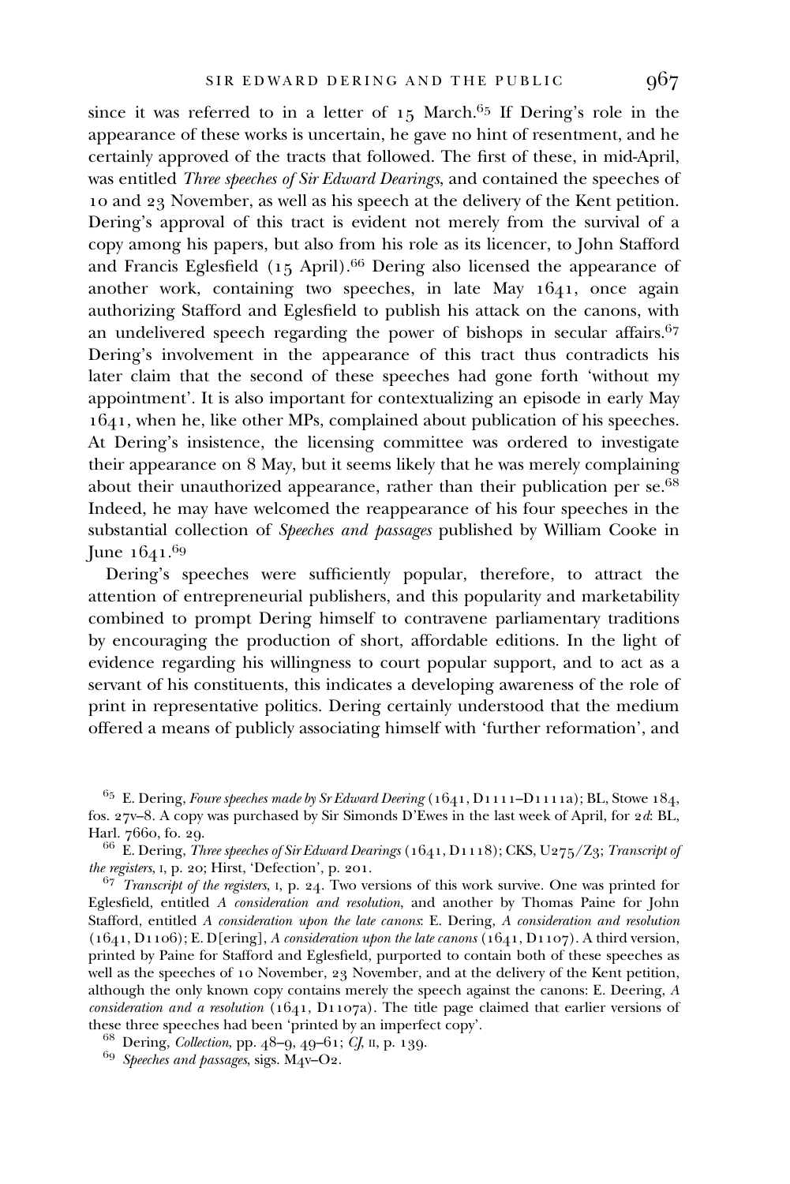since it was referred to in a letter of 15 March.[65] If Dering's role in the appearance of these works is uncertain, he gave no hint of resentment, and he certainly approved of the tracts that followed. The first of these, in mid-April, was entitled *Three speeches of Sir Edward Dearings*, and contained the speeches of 10 and 23 November, as well as his speech at the delivery of the Kent petition. Dering's approval of this tract is evident not merely from the survival of a copy among his papers, but also from his role as its licencer, to John Stafford and Francis Eglesfield (15 April).[66] Dering also licensed the appearance of another work, containing two speeches, in late May 1641, once again authorizing Stafford and Eglesfield to publish his attack on the canons, with an undelivered speech regarding the power of bishops in secular affairs.[67] Dering's involvement in the appearance of this tract thus contradicts his later claim that the second of these speeches had gone forth 'without my appointment'. It is also important for contextualizing an episode in early May 1641, when he, like other MPs, complained about publication of his speeches. At Dering's insistence, the licensing committee was ordered to investigate their appearance on 8 May, but it seems likely that he was merely complaining about their unauthorized appearance, rather than their publication per se.[68] Indeed, he may have welcomed the reappearance of his four speeches in the substantial collection of *Speeches and passages* published by William Cooke in June 1641.[69]

Dering's speeches were sufficiently popular, therefore, to attract the attention of entrepreneurial publishers, and this popularity and marketability combined to prompt Dering himself to contravene parliamentary traditions by encouraging the production of short, affordable editions. In the light of evidence regarding his willingness to court popular support, and to act as a servant of his constituents, this indicates a developing awareness of the role of print in representative politics. Dering certainly understood that the medium offered a means of publicly associating himself with 'further reformation', and

---

[65] E. Dering, *Foure speeches made by Sr Edward Deering* (1641, D1111–D1111a); BL, Stowe 184, fos. 27v–8. A copy was purchased by Sir Simonds D'Ewes in the last week of April, for 2*d*: BL, Harl. 7660, fo. 29.

[66] E. Dering, *Three speeches of Sir Edward Dearings* (1641, D1118); CKS, U275/Z3; *Transcript of the registers*, I, p. 20; Hirst, 'Defection', p. 201.

[67] *Transcript of the registers*, I, p. 24. Two versions of this work survive. One was printed for Eglesfield, entitled *A consideration and resolution*, and another by Thomas Paine for John Stafford, entitled *A consideration upon the late canons*: E. Dering, *A consideration and resolution* (1641, D1106); E. D[ering], *A consideration upon the late canons* (1641, D1107). A third version, printed by Paine for Stafford and Eglesfield, purported to contain both of these speeches as well as the speeches of 10 November, 23 November, and at the delivery of the Kent petition, although the only known copy contains merely the speech against the canons: E. Deering, *A consideration and a resolution* (1641, D1107a). The title page claimed that earlier versions of these three speeches had been 'printed by an imperfect copy'.

[68] Dering, *Collection*, pp. 48–9, 49–61; *CJ*, II, p. 139.

[69] *Speeches and passages*, sigs. M4v–O2.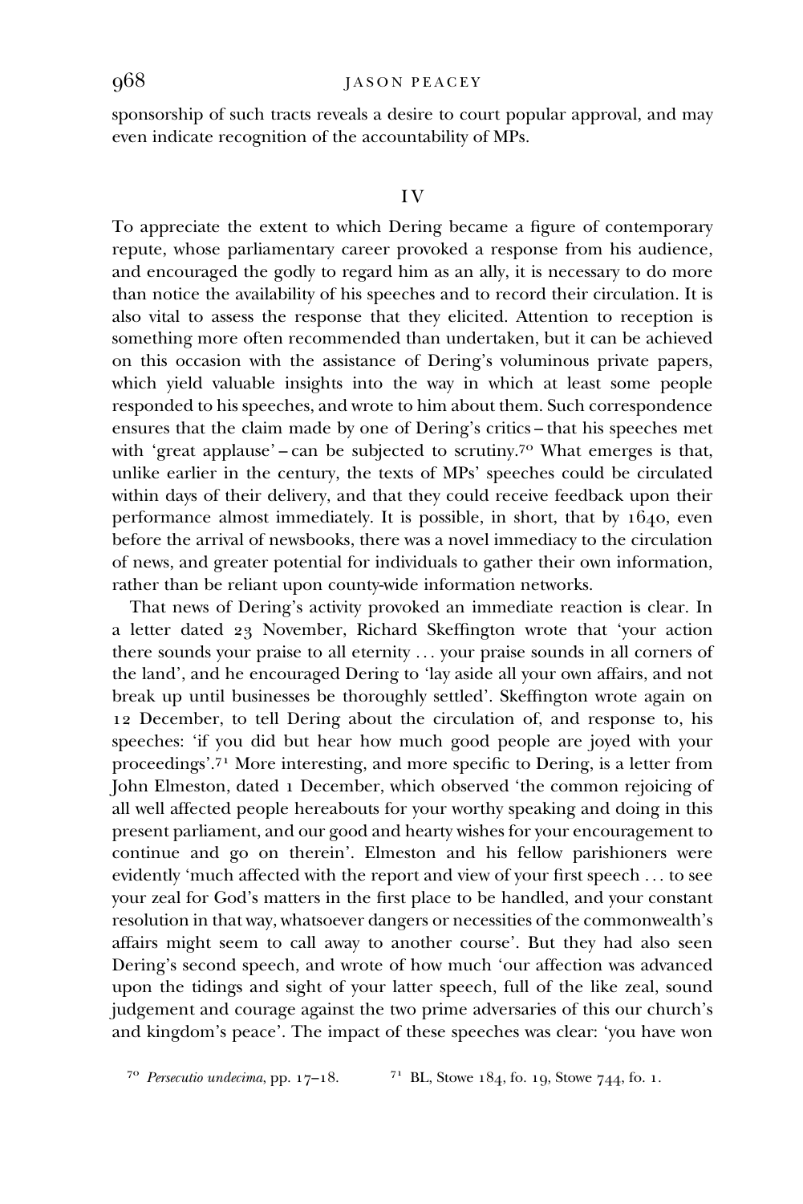sponsorship of such tracts reveals a desire to court popular approval, and may even indicate recognition of the accountability of MPs.

## IV

To appreciate the extent to which Dering became a figure of contemporary repute, whose parliamentary career provoked a response from his audience, and encouraged the godly to regard him as an ally, it is necessary to do more than notice the availability of his speeches and to record their circulation. It is also vital to assess the response that they elicited. Attention to reception is something more often recommended than undertaken, but it can be achieved on this occasion with the assistance of Dering's voluminous private papers, which yield valuable insights into the way in which at least some people responded to his speeches, and wrote to him about them. Such correspondence ensures that the claim made by one of Dering's critics – that his speeches met with 'great applause' – can be subjected to scrutiny.[70] What emerges is that, unlike earlier in the century, the texts of MPs' speeches could be circulated within days of their delivery, and that they could receive feedback upon their performance almost immediately. It is possible, in short, that by 1640, even before the arrival of newsbooks, there was a novel immediacy to the circulation of news, and greater potential for individuals to gather their own information, rather than be reliant upon county-wide information networks.

That news of Dering's activity provoked an immediate reaction is clear. In a letter dated 23 November, Richard Skeffington wrote that 'your action there sounds your praise to all eternity ... your praise sounds in all corners of the land', and he encouraged Dering to 'lay aside all your own affairs, and not break up until businesses be thoroughly settled'. Skeffington wrote again on 12 December, to tell Dering about the circulation of, and response to, his speeches: 'if you did but hear how much good people are joyed with your proceedings'.[71] More interesting, and more specific to Dering, is a letter from John Elmeston, dated 1 December, which observed 'the common rejoicing of all well affected people hereabouts for your worthy speaking and doing in this present parliament, and our good and hearty wishes for your encouragement to continue and go on therein'. Elmeston and his fellow parishioners were evidently 'much affected with the report and view of your first speech ... to see your zeal for God's matters in the first place to be handled, and your constant resolution in that way, whatsoever dangers or necessities of the commonwealth's affairs might seem to call away to another course'. But they had also seen Dering's second speech, and wrote of how much 'our affection was advanced upon the tidings and sight of your latter speech, full of the like zeal, sound judgement and courage against the two prime adversaries of this our church's and kingdom's peace'. The impact of these speeches was clear: 'you have won

[70] *Persecutio undecima*, pp. 17–18.

[71] BL, Stowe 184, fo. 19, Stowe 744, fo. 1.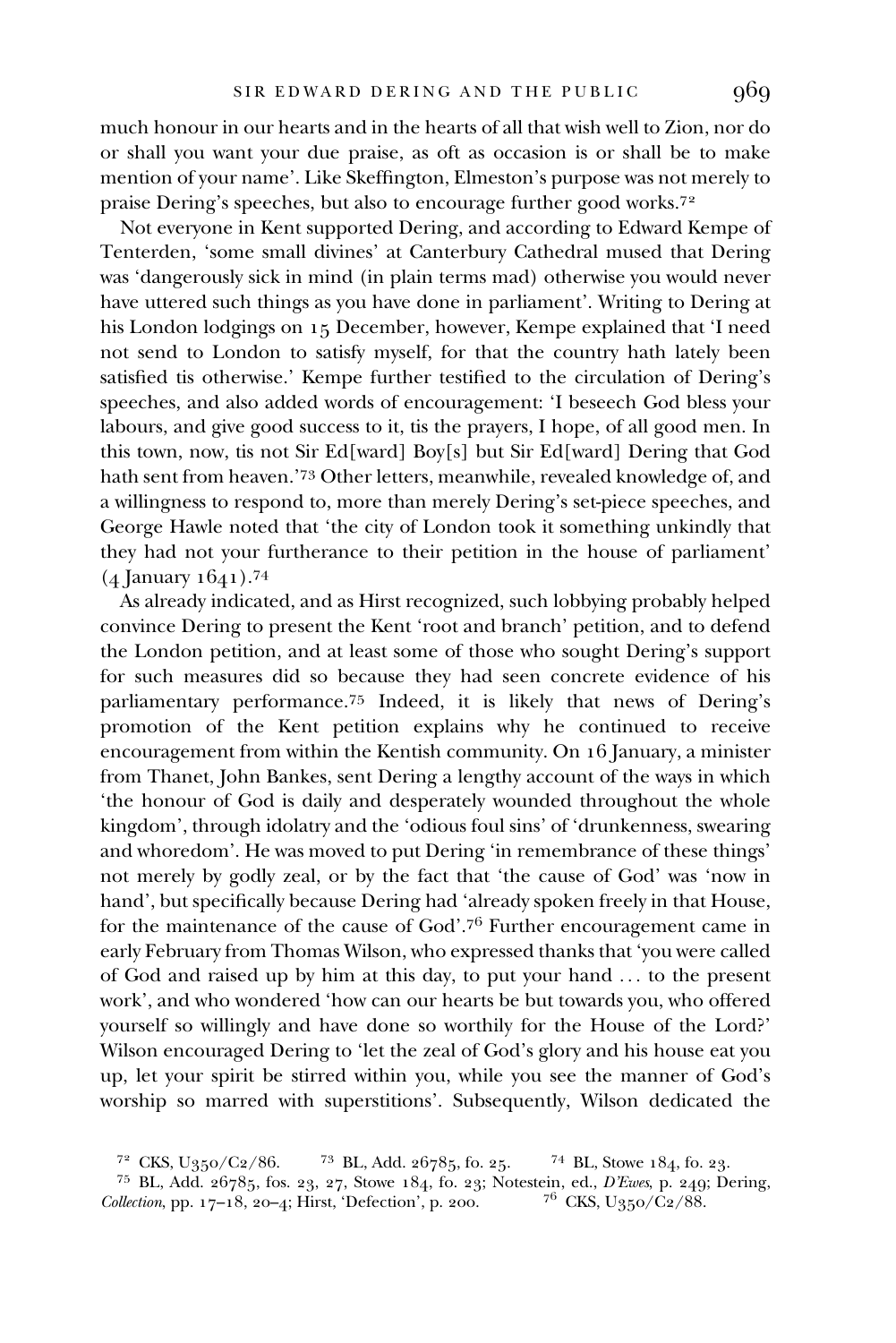much honour in our hearts and in the hearts of all that wish well to Zion, nor do or shall you want your due praise, as oft as occasion is or shall be to make mention of your name'. Like Skeffington, Elmeston's purpose was not merely to praise Dering's speeches, but also to encourage further good works.[72]

Not everyone in Kent supported Dering, and according to Edward Kempe of Tenterden, 'some small divines' at Canterbury Cathedral mused that Dering was 'dangerously sick in mind (in plain terms mad) otherwise you would never have uttered such things as you have done in parliament'. Writing to Dering at his London lodgings on 15 December, however, Kempe explained that 'I need not send to London to satisfy myself, for that the country hath lately been satisfied tis otherwise.' Kempe further testified to the circulation of Dering's speeches, and also added words of encouragement: 'I beseech God bless your labours, and give good success to it, tis the prayers, I hope, of all good men. In this town, now, tis not Sir Ed[ward] Boy[s] but Sir Ed[ward] Dering that God hath sent from heaven.'[73] Other letters, meanwhile, revealed knowledge of, and a willingness to respond to, more than merely Dering's set-piece speeches, and George Hawle noted that 'the city of London took it something unkindly that they had not your furtherance to their petition in the house of parliament' (4 January 1641).[74]

As already indicated, and as Hirst recognized, such lobbying probably helped convince Dering to present the Kent 'root and branch' petition, and to defend the London petition, and at least some of those who sought Dering's support for such measures did so because they had seen concrete evidence of his parliamentary performance.[75] Indeed, it is likely that news of Dering's promotion of the Kent petition explains why he continued to receive encouragement from within the Kentish community. On 16 January, a minister from Thanet, John Bankes, sent Dering a lengthy account of the ways in which 'the honour of God is daily and desperately wounded throughout the whole kingdom', through idolatry and the 'odious foul sins' of 'drunkenness, swearing and whoredom'. He was moved to put Dering 'in remembrance of these things' not merely by godly zeal, or by the fact that 'the cause of God' was 'now in hand', but specifically because Dering had 'already spoken freely in that House, for the maintenance of the cause of God'.[76] Further encouragement came in early February from Thomas Wilson, who expressed thanks that 'you were called of God and raised up by him at this day, to put your hand ... to the present work', and who wondered 'how can our hearts be but towards you, who offered yourself so willingly and have done so worthily for the House of the Lord?' Wilson encouraged Dering to 'let the zeal of God's glory and his house eat you up, let your spirit be stirred within you, while you see the manner of God's worship so marred with superstitions'. Subsequently, Wilson dedicated the

[72] CKS, U350/C2/86. [73] BL, Add. 26785, fo. 25. [74] BL, Stowe 184, fo. 23.

[75] BL, Add. 26785, fos. 23, 27, Stowe 184, fo. 23; Notestein, ed., *D'Ewes*, p. 249; Dering, *Collection*, pp. 17–18, 20–4; Hirst, 'Defection', p. 200. [76] CKS, U350/C2/88.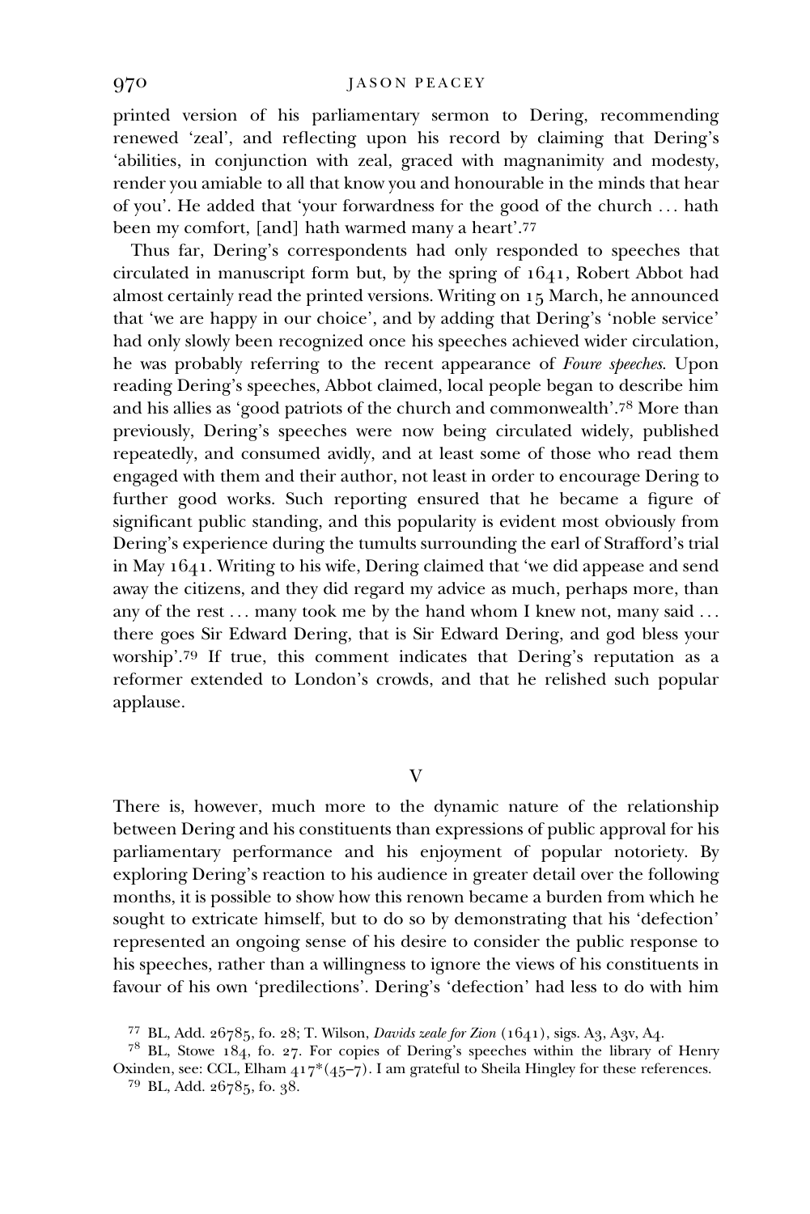printed version of his parliamentary sermon to Dering, recommending renewed 'zeal', and reflecting upon his record by claiming that Dering's 'abilities, in conjunction with zeal, graced with magnanimity and modesty, render you amiable to all that know you and honourable in the minds that hear of you'. He added that 'your forwardness for the good of the church ... hath been my comfort, [and] hath warmed many a heart'.[77]

Thus far, Dering's correspondents had only responded to speeches that circulated in manuscript form but, by the spring of 1641, Robert Abbot had almost certainly read the printed versions. Writing on 15 March, he announced that 'we are happy in our choice', and by adding that Dering's 'noble service' had only slowly been recognized once his speeches achieved wider circulation, he was probably referring to the recent appearance of *Foure speeches*. Upon reading Dering's speeches, Abbot claimed, local people began to describe him and his allies as 'good patriots of the church and commonwealth'.[78] More than previously, Dering's speeches were now being circulated widely, published repeatedly, and consumed avidly, and at least some of those who read them engaged with them and their author, not least in order to encourage Dering to further good works. Such reporting ensured that he became a figure of significant public standing, and this popularity is evident most obviously from Dering's experience during the tumults surrounding the earl of Strafford's trial in May 1641. Writing to his wife, Dering claimed that 'we did appease and send away the citizens, and they did regard my advice as much, perhaps more, than any of the rest ... many took me by the hand whom I knew not, many said ... there goes Sir Edward Dering, that is Sir Edward Dering, and god bless your worship'.[79] If true, this comment indicates that Dering's reputation as a reformer extended to London's crowds, and that he relished such popular applause.

## V

There is, however, much more to the dynamic nature of the relationship between Dering and his constituents than expressions of public approval for his parliamentary performance and his enjoyment of popular notoriety. By exploring Dering's reaction to his audience in greater detail over the following months, it is possible to show how this renown became a burden from which he sought to extricate himself, but to do so by demonstrating that his 'defection' represented an ongoing sense of his desire to consider the public response to his speeches, rather than a willingness to ignore the views of his constituents in favour of his own 'predilections'. Dering's 'defection' had less to do with him

[77] BL, Add. 26785, fo. 28; T. Wilson, *Davids zeale for Zion* (1641), sigs. A3, A3v, A4.

[78] BL, Stowe 184, fo. 27. For copies of Dering's speeches within the library of Henry Oxinden, see: CCL, Elham 417*(45–7). I am grateful to Sheila Hingley for these references.

[79] BL, Add. 26785, fo. 38.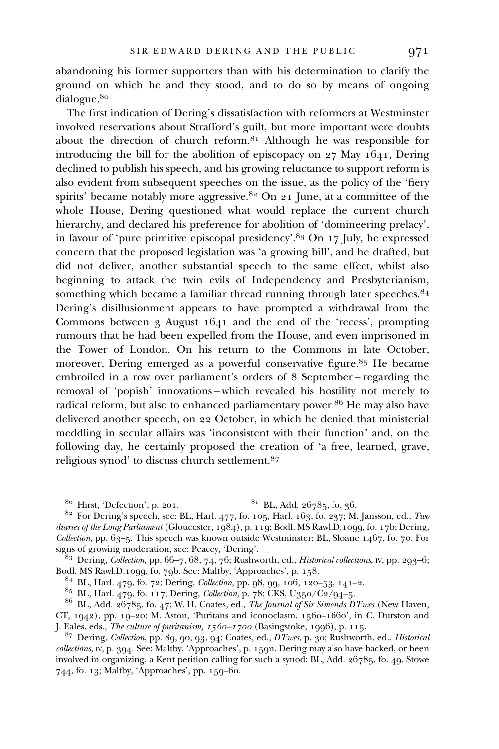abandoning his former supporters than with his determination to clarify the ground on which he and they stood, and to do so by means of ongoing dialogue.[80]

The first indication of Dering's dissatisfaction with reformers at Westminster involved reservations about Strafford's guilt, but more important were doubts about the direction of church reform.[81] Although he was responsible for introducing the bill for the abolition of episcopacy on 27 May 1641, Dering declined to publish his speech, and his growing reluctance to support reform is also evident from subsequent speeches on the issue, as the policy of the 'fiery spirits' became notably more aggressive.[82] On 21 June, at a committee of the whole House, Dering questioned what would replace the current church hierarchy, and declared his preference for abolition of 'domineering prelacy', in favour of 'pure primitive episcopal presidency'.[83] On 17 July, he expressed concern that the proposed legislation was 'a growing bill', and he drafted, but did not deliver, another substantial speech to the same effect, whilst also beginning to attack the twin evils of Independency and Presbyterianism, something which became a familiar thread running through later speeches.[84] Dering's disillusionment appears to have prompted a withdrawal from the Commons between 3 August 1641 and the end of the 'recess', prompting rumours that he had been expelled from the House, and even imprisoned in the Tower of London. On his return to the Commons in late October, moreover, Dering emerged as a powerful conservative figure.[85] He became embroiled in a row over parliament's orders of 8 September – regarding the removal of 'popish' innovations – which revealed his hostility not merely to radical reform, but also to enhanced parliamentary power.[86] He may also have delivered another speech, on 22 October, in which he denied that ministerial meddling in secular affairs was 'inconsistent with their function' and, on the following day, he certainly proposed the creation of 'a free, learned, grave, religious synod' to discuss church settlement.[87]

[80] Hirst, 'Defection', p. 201.

[81] BL, Add. 26785, fo. 36.

[82] For Dering's speech, see: BL, Harl. 477, fo. 105, Harl. 163, fo. 237; M. Jansson, ed., *Two diaries of the Long Parliament* (Gloucester, 1984), p. 119; Bodl. MS Rawl.D.1099, fo. 17b; Dering, *Collection*, pp. 63–5. This speech was known outside Westminster: BL, Sloane 1467, fo. 70. For signs of growing moderation, see: Peacey, 'Dering'.

[83] Dering, *Collection*, pp. 66–7, 68, 74, 76; Rushworth, ed., *Historical collections*, IV, pp. 293–6; Bodl. MS Rawl.D.1099, fo. 79b. See: Maltby, 'Approaches', p. 158.

[84] BL, Harl. 479, fo. 72; Dering, *Collection*, pp. 98, 99, 106, 120–53, 141–2.

[85] BL, Harl. 479, fo. 117; Dering, *Collection*, p. 78; CKS, U350/C2/94–5.

[86] BL, Add. 26785, fo. 47; W. H. Coates, ed., *The Journal of Sir Simonds D'Ewes* (New Haven, CT, 1942), pp. 19–20; M. Aston, 'Puritans and iconoclasm, 1560–1660', in C. Durston and J. Eales, eds., *The culture of puritanism, 1560–1700* (Basingstoke, 1996), p. 115.

[87] Dering, *Collection*, pp. 89, 90, 93, 94; Coates, ed., *D'Ewes*, p. 30; Rushworth, ed., *Historical collections*, IV, p. 394. See: Maltby, 'Approaches', p. 159n. Dering may also have backed, or been involved in organizing, a Kent petition calling for such a synod: BL, Add. 26785, fo. 49, Stowe 744, fo. 13; Maltby, 'Approaches', pp. 159–60.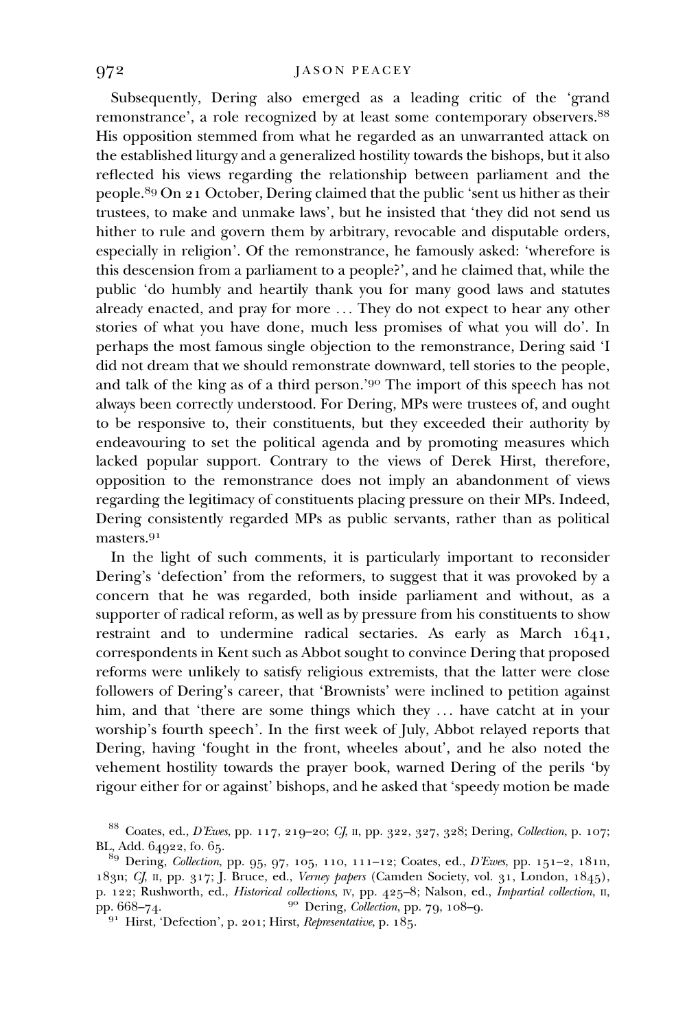Subsequently, Dering also emerged as a leading critic of the 'grand remonstrance', a role recognized by at least some contemporary observers.[88] His opposition stemmed from what he regarded as an unwarranted attack on the established liturgy and a generalized hostility towards the bishops, but it also reflected his views regarding the relationship between parliament and the people.[89] On 21 October, Dering claimed that the public 'sent us hither as their trustees, to make and unmake laws', but he insisted that 'they did not send us hither to rule and govern them by arbitrary, revocable and disputable orders, especially in religion'. Of the remonstrance, he famously asked: 'wherefore is this descension from a parliament to a people?', and he claimed that, while the public 'do humbly and heartily thank you for many good laws and statutes already enacted, and pray for more ... They do not expect to hear any other stories of what you have done, much less promises of what you will do'. In perhaps the most famous single objection to the remonstrance, Dering said 'I did not dream that we should remonstrate downward, tell stories to the people, and talk of the king as of a third person.'[90] The import of this speech has not always been correctly understood. For Dering, MPs were trustees of, and ought to be responsive to, their constituents, but they exceeded their authority by endeavouring to set the political agenda and by promoting measures which lacked popular support. Contrary to the views of Derek Hirst, therefore, opposition to the remonstrance does not imply an abandonment of views regarding the legitimacy of constituents placing pressure on their MPs. Indeed, Dering consistently regarded MPs as public servants, rather than as political masters.[91]

In the light of such comments, it is particularly important to reconsider Dering's 'defection' from the reformers, to suggest that it was provoked by a concern that he was regarded, both inside parliament and without, as a supporter of radical reform, as well as by pressure from his constituents to show restraint and to undermine radical sectaries. As early as March 1641, correspondents in Kent such as Abbot sought to convince Dering that proposed reforms were unlikely to satisfy religious extremists, that the latter were close followers of Dering's career, that 'Brownists' were inclined to petition against him, and that 'there are some things which they ... have catcht at in your worship's fourth speech'. In the first week of July, Abbot relayed reports that Dering, having 'fought in the front, wheeles about', and he also noted the vehement hostility towards the prayer book, warned Dering of the perils 'by rigour either for or against' bishops, and he asked that 'speedy motion be made

[88] Coates, ed., *D'Ewes*, pp. 117, 219–20; *CJ*, II, pp. 322, 327, 328; Dering, *Collection*, p. 107; BL, Add. 64922, fo. 65.

[89] Dering, *Collection*, pp. 95, 97, 105, 110, 111–12; Coates, ed., *D'Ewes*, pp. 151–2, 181n, 183n; *CJ*, II, pp. 317; J. Bruce, ed., *Verney papers* (Camden Society, vol. 31, London, 1845), p. 122; Rushworth, ed., *Historical collections*, IV, pp. 425–8; Nalson, ed., *Impartial collection*, II, pp. 668–74.

[90] Dering, *Collection*, pp. 79, 108–9.

[91] Hirst, 'Defection', p. 201; Hirst, *Representative*, p. 185.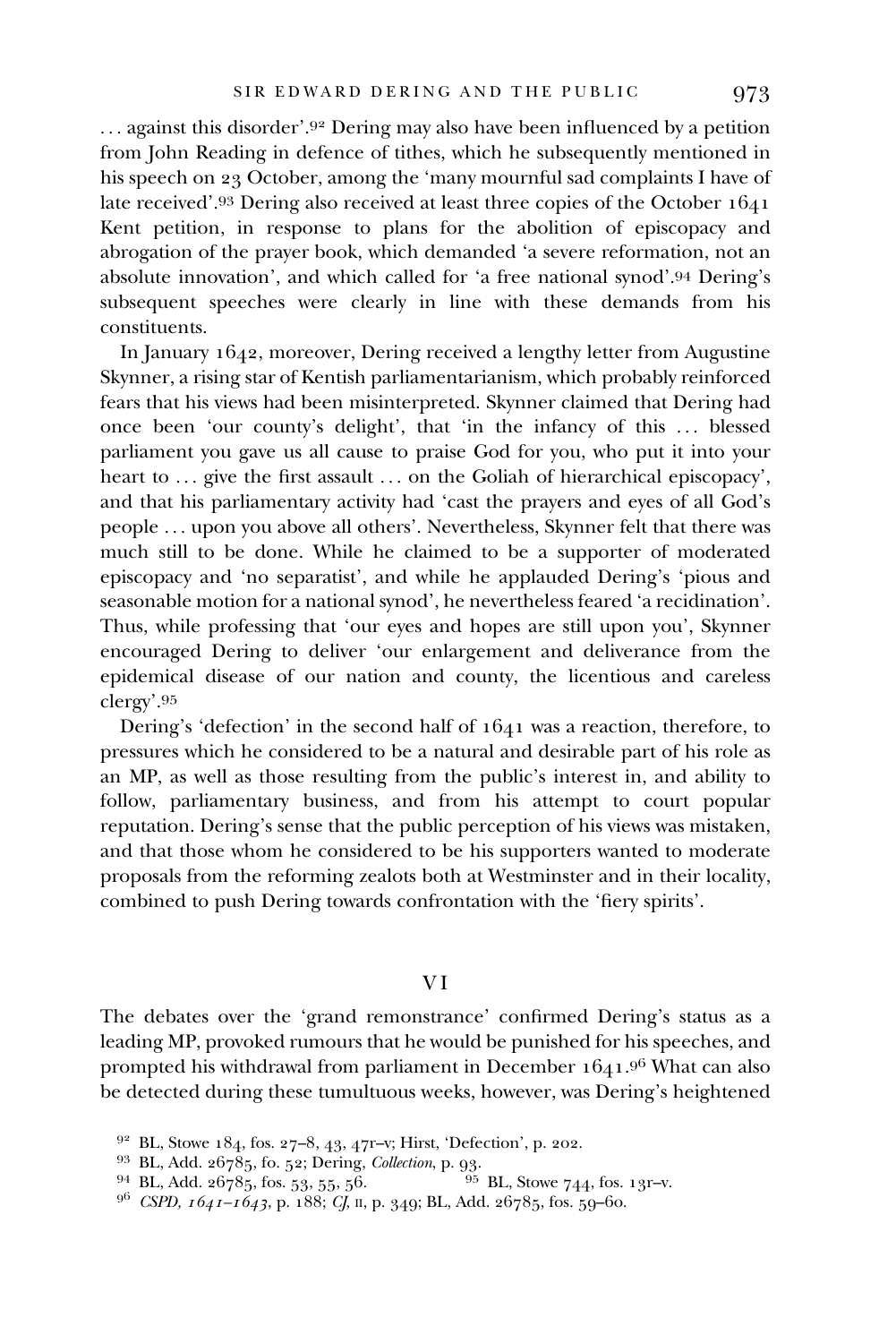. . . against this disorder'.[92] Dering may also have been influenced by a petition from John Reading in defence of tithes, which he subsequently mentioned in his speech on 23 October, among the 'many mournful sad complaints I have of late received'.[93] Dering also received at least three copies of the October 1641 Kent petition, in response to plans for the abolition of episcopacy and abrogation of the prayer book, which demanded 'a severe reformation, not an absolute innovation', and which called for 'a free national synod'.[94] Dering's subsequent speeches were clearly in line with these demands from his constituents.

In January 1642, moreover, Dering received a lengthy letter from Augustine Skynner, a rising star of Kentish parliamentarianism, which probably reinforced fears that his views had been misinterpreted. Skynner claimed that Dering had once been 'our county's delight', that 'in the infancy of this . . . blessed parliament you gave us all cause to praise God for you, who put it into your heart to . . . give the first assault . . . on the Goliah of hierarchical episcopacy', and that his parliamentary activity had 'cast the prayers and eyes of all God's people . . . upon you above all others'. Nevertheless, Skynner felt that there was much still to be done. While he claimed to be a supporter of moderated episcopacy and 'no separatist', and while he applauded Dering's 'pious and seasonable motion for a national synod', he nevertheless feared 'a recidination'. Thus, while professing that 'our eyes and hopes are still upon you', Skynner encouraged Dering to deliver 'our enlargement and deliverance from the epidemical disease of our nation and county, the licentious and careless clergy'.[95]

Dering's 'defection' in the second half of 1641 was a reaction, therefore, to pressures which he considered to be a natural and desirable part of his role as an MP, as well as those resulting from the public's interest in, and ability to follow, parliamentary business, and from his attempt to court popular reputation. Dering's sense that the public perception of his views was mistaken, and that those whom he considered to be his supporters wanted to moderate proposals from the reforming zealots both at Westminster and in their locality, combined to push Dering towards confrontation with the 'fiery spirits'.

## VI

The debates over the 'grand remonstrance' confirmed Dering's status as a leading MP, provoked rumours that he would be punished for his speeches, and prompted his withdrawal from parliament in December 1641.[96] What can also be detected during these tumultuous weeks, however, was Dering's heightened

[92] BL, Stowe 184, fos. 27–8, 43, 47r–v; Hirst, 'Defection', p. 202.

[93] BL, Add. 26785, fo. 52; Dering, *Collection*, p. 93.

[94] BL, Add. 26785, fos. 53, 55, 56.

[95] BL, Stowe 744, fos. 13r–v.

[96] *CSPD, 1641–1643*, p. 188; *CJ*, II, p. 349; BL, Add. 26785, fos. 59–60.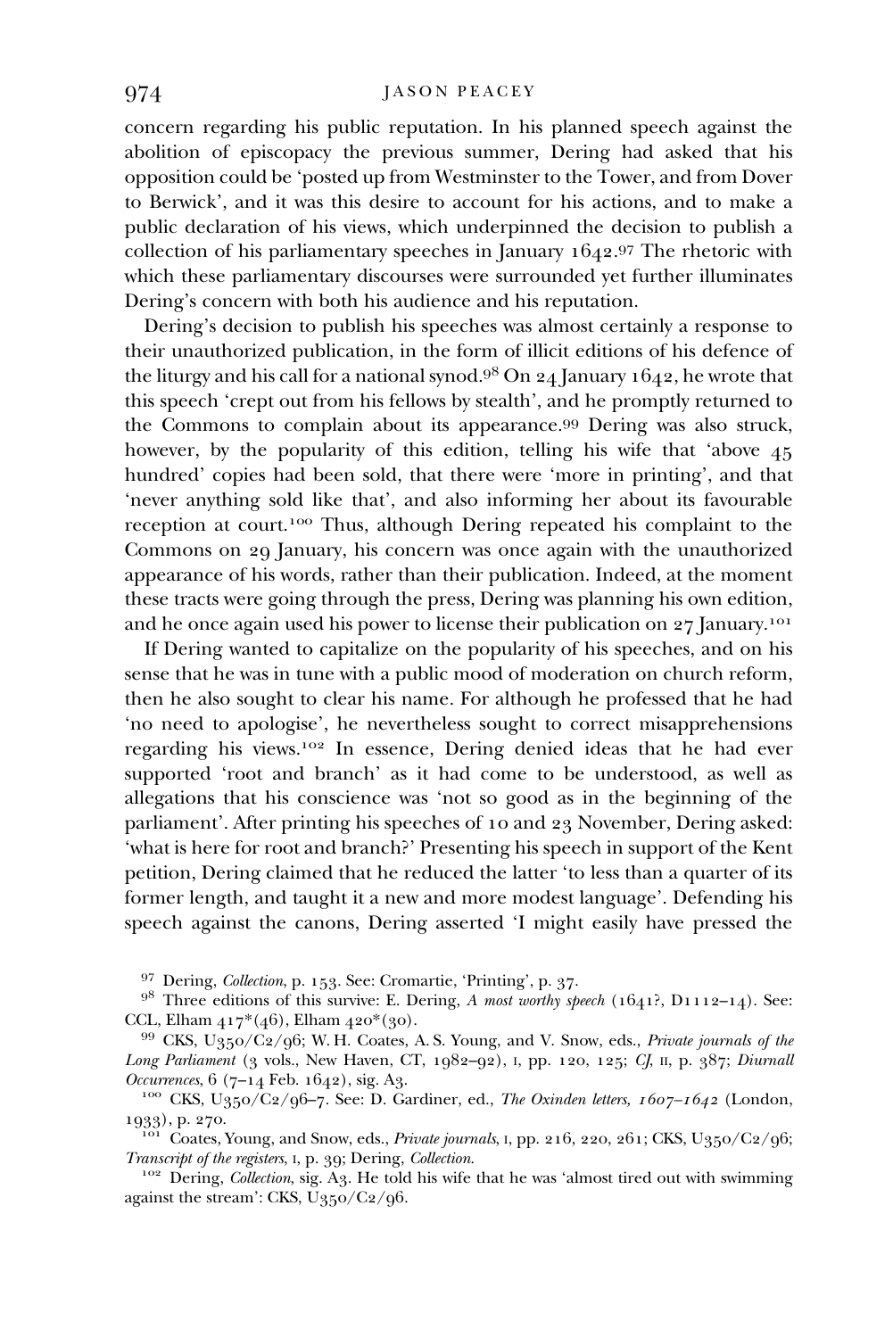concern regarding his public reputation. In his planned speech against the abolition of episcopacy the previous summer, Dering had asked that his opposition could be 'posted up from Westminster to the Tower, and from Dover to Berwick', and it was this desire to account for his actions, and to make a public declaration of his views, which underpinned the decision to publish a collection of his parliamentary speeches in January 1642.[97] The rhetoric with which these parliamentary discourses were surrounded yet further illuminates Dering's concern with both his audience and his reputation.

Dering's decision to publish his speeches was almost certainly a response to their unauthorized publication, in the form of illicit editions of his defence of the liturgy and his call for a national synod.[98] On 24 January 1642, he wrote that this speech 'crept out from his fellows by stealth', and he promptly returned to the Commons to complain about its appearance.[99] Dering was also struck, however, by the popularity of this edition, telling his wife that 'above 45 hundred' copies had been sold, that there were 'more in printing', and that 'never anything sold like that', and also informing her about its favourable reception at court.[100] Thus, although Dering repeated his complaint to the Commons on 29 January, his concern was once again with the unauthorized appearance of his words, rather than their publication. Indeed, at the moment these tracts were going through the press, Dering was planning his own edition, and he once again used his power to license their publication on 27 January.[101]

If Dering wanted to capitalize on the popularity of his speeches, and on his sense that he was in tune with a public mood of moderation on church reform, then he also sought to clear his name. For although he professed that he had 'no need to apologise', he nevertheless sought to correct misapprehensions regarding his views.[102] In essence, Dering denied ideas that he had ever supported 'root and branch' as it had come to be understood, as well as allegations that his conscience was 'not so good as in the beginning of the parliament'. After printing his speeches of 10 and 23 November, Dering asked: 'what is here for root and branch?' Presenting his speech in support of the Kent petition, Dering claimed that he reduced the latter 'to less than a quarter of its former length, and taught it a new and more modest language'. Defending his speech against the canons, Dering asserted 'I might easily have pressed the

[97] Dering, *Collection*, p. 153. See: Cromartie, 'Printing', p. 37.

[98] Three editions of this survive: E. Dering, *A most worthy speech* (1641?, D1112–14). See: CCL, Elham 417*(46), Elham 420*(30).

[99] CKS, U350/C2/96; W. H. Coates, A. S. Young, and V. Snow, eds., *Private journals of the Long Parliament* (3 vols., New Haven, CT, 1982–92), I, pp. 120, 125; *CJ*, II, p. 387; *Diurnall Occurrences*, 6 (7–14 Feb. 1642), sig. A3.

[100] CKS, U350/C2/96–7. See: D. Gardiner, ed., *The Oxinden letters, 1607–1642* (London, 1933), p. 270.

[101] Coates, Young, and Snow, eds., *Private journals*, I, pp. 216, 220, 261; CKS, U350/C2/96; *Transcript of the registers*, I, p. 39; Dering, *Collection*.

[102] Dering, *Collection*, sig. A3. He told his wife that he was 'almost tired out with swimming against the stream': CKS, U350/C2/96.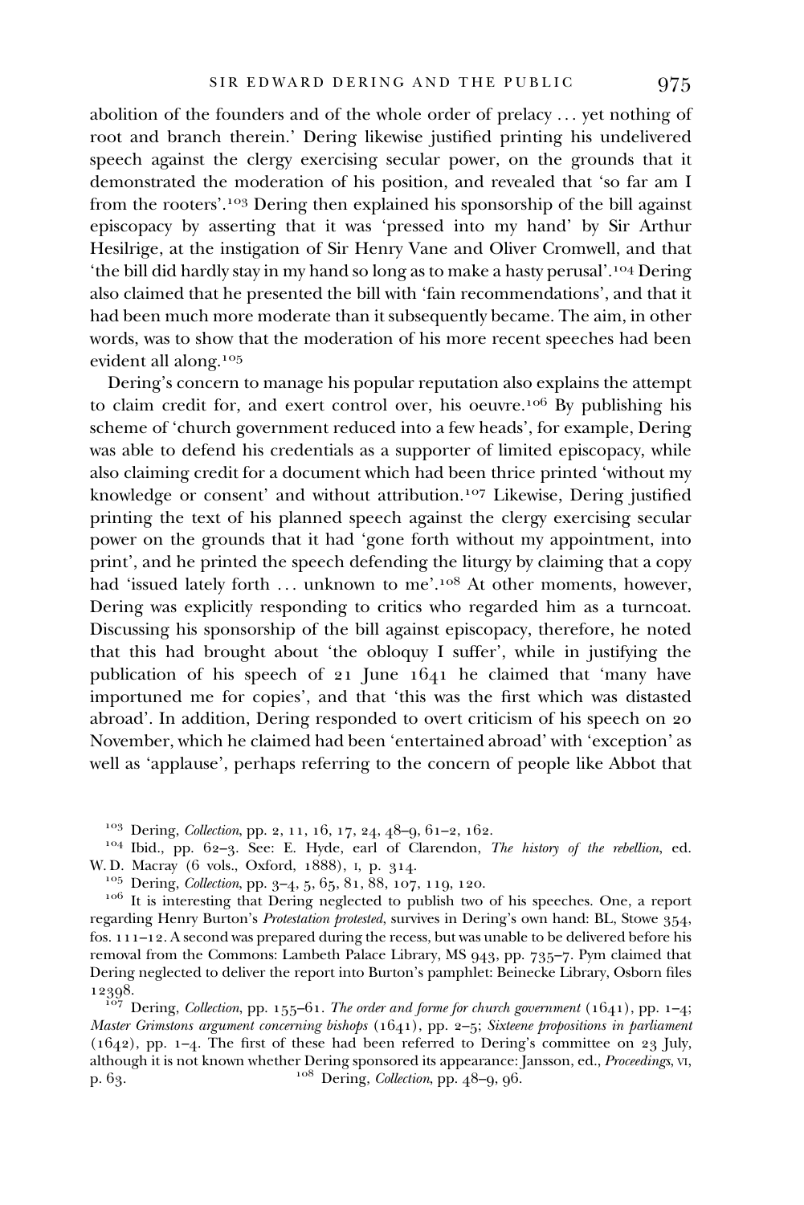abolition of the founders and of the whole order of prelacy . . . yet nothing of root and branch therein.' Dering likewise justified printing his undelivered speech against the clergy exercising secular power, on the grounds that it demonstrated the moderation of his position, and revealed that 'so far am I from the rooters'.[103] Dering then explained his sponsorship of the bill against episcopacy by asserting that it was 'pressed into my hand' by Sir Arthur Hesilrige, at the instigation of Sir Henry Vane and Oliver Cromwell, and that 'the bill did hardly stay in my hand so long as to make a hasty perusal'.[104] Dering also claimed that he presented the bill with 'fain recommendations', and that it had been much more moderate than it subsequently became. The aim, in other words, was to show that the moderation of his more recent speeches had been evident all along.[105]

Dering's concern to manage his popular reputation also explains the attempt to claim credit for, and exert control over, his oeuvre.[106] By publishing his scheme of 'church government reduced into a few heads', for example, Dering was able to defend his credentials as a supporter of limited episcopacy, while also claiming credit for a document which had been thrice printed 'without my knowledge or consent' and without attribution.[107] Likewise, Dering justified printing the text of his planned speech against the clergy exercising secular power on the grounds that it had 'gone forth without my appointment, into print', and he printed the speech defending the liturgy by claiming that a copy had 'issued lately forth . . . unknown to me'.[108] At other moments, however, Dering was explicitly responding to critics who regarded him as a turncoat. Discussing his sponsorship of the bill against episcopacy, therefore, he noted that this had brought about 'the obloquy I suffer', while in justifying the publication of his speech of 21 June 1641 he claimed that 'many have importuned me for copies', and that 'this was the first which was distasted abroad'. In addition, Dering responded to overt criticism of his speech on 20 November, which he claimed had been 'entertained abroad' with 'exception' as well as 'applause', perhaps referring to the concern of people like Abbot that

---

[103] Dering, *Collection*, pp. 2, 11, 16, 17, 24, 48–9, 61–2, 162.

[104] Ibid., pp. 62–3. See: E. Hyde, earl of Clarendon, *The history of the rebellion*, ed. W. D. Macray (6 vols., Oxford, 1888), I, p. 314.

[105] Dering, *Collection*, pp. 3–4, 5, 65, 81, 88, 107, 119, 120.

[106] It is interesting that Dering neglected to publish two of his speeches. One, a report regarding Henry Burton's *Protestation protested*, survives in Dering's own hand: BL, Stowe 354, fos. 111–12. A second was prepared during the recess, but was unable to be delivered before his removal from the Commons: Lambeth Palace Library, MS 943, pp. 735–7. Pym claimed that Dering neglected to deliver the report into Burton's pamphlet: Beinecke Library, Osborn files 12398.

[107] Dering, *Collection*, pp. 155–61. *The order and forme for church government* (1641), pp. 1–4; *Master Grimstons argument concerning bishops* (1641), pp. 2–5; *Sixteene propositions in parliament* (1642), pp. 1–4. The first of these had been referred to Dering's committee on 23 July, although it is not known whether Dering sponsored its appearance: Jansson, ed., *Proceedings*, VI, p. 63.

[108] Dering, *Collection*, pp. 48–9, 96.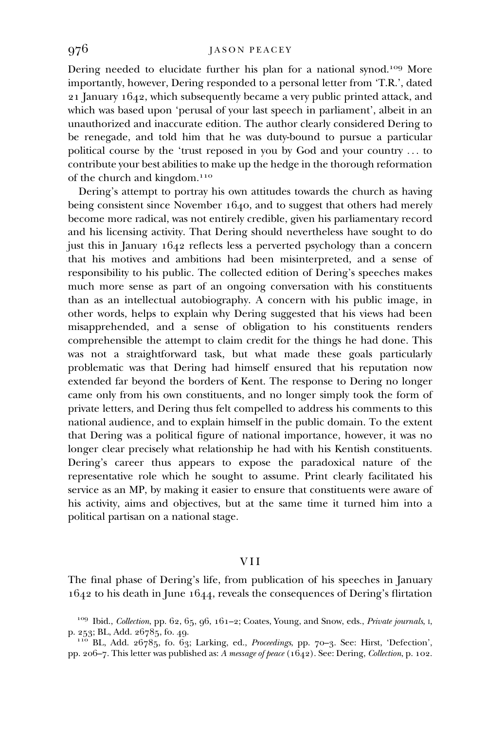Dering needed to elucidate further his plan for a national synod.[109] More importantly, however, Dering responded to a personal letter from 'T.R.', dated 21 January 1642, which subsequently became a very public printed attack, and which was based upon 'perusal of your last speech in parliament', albeit in an unauthorized and inaccurate edition. The author clearly considered Dering to be renegade, and told him that he was duty-bound to pursue a particular political course by the 'trust reposed in you by God and your country ... to contribute your best abilities to make up the hedge in the thorough reformation of the church and kingdom.[110]

Dering's attempt to portray his own attitudes towards the church as having being consistent since November 1640, and to suggest that others had merely become more radical, was not entirely credible, given his parliamentary record and his licensing activity. That Dering should nevertheless have sought to do just this in January 1642 reflects less a perverted psychology than a concern that his motives and ambitions had been misinterpreted, and a sense of responsibility to his public. The collected edition of Dering's speeches makes much more sense as part of an ongoing conversation with his constituents than as an intellectual autobiography. A concern with his public image, in other words, helps to explain why Dering suggested that his views had been misapprehended, and a sense of obligation to his constituents renders comprehensible the attempt to claim credit for the things he had done. This was not a straightforward task, but what made these goals particularly problematic was that Dering had himself ensured that his reputation now extended far beyond the borders of Kent. The response to Dering no longer came only from his own constituents, and no longer simply took the form of private letters, and Dering thus felt compelled to address his comments to this national audience, and to explain himself in the public domain. To the extent that Dering was a political figure of national importance, however, it was no longer clear precisely what relationship he had with his Kentish constituents. Dering's career thus appears to expose the paradoxical nature of the representative role which he sought to assume. Print clearly facilitated his service as an MP, by making it easier to ensure that constituents were aware of his activity, aims and objectives, but at the same time it turned him into a political partisan on a national stage.

## VII

The final phase of Dering's life, from publication of his speeches in January 1642 to his death in June 1644, reveals the consequences of Dering's flirtation

[109] Ibid., *Collection*, pp. 62, 65, 96, 161–2; Coates, Young, and Snow, eds., *Private journals*, I, p. 253; BL, Add. 26785, fo. 49.

[110] BL, Add. 26785, fo. 63; Larking, ed., *Proceedings*, pp. 70–3. See: Hirst, 'Defection', pp. 206–7. This letter was published as: *A message of peace* (1642). See: Dering, *Collection*, p. 102.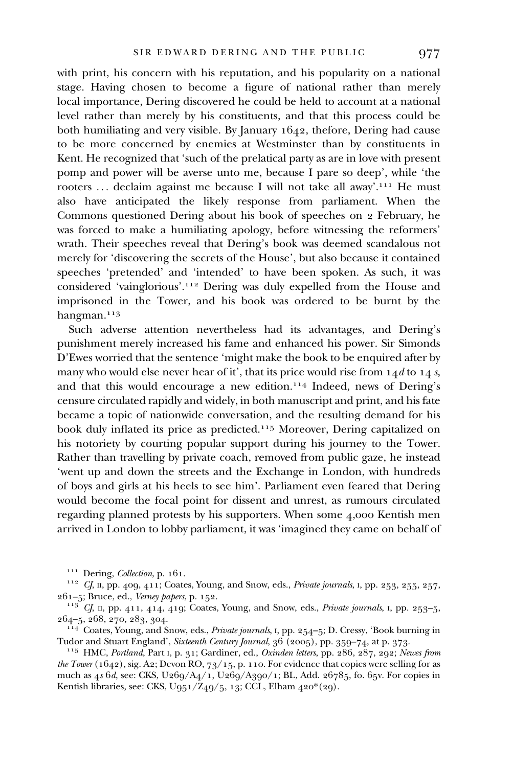with print, his concern with his reputation, and his popularity on a national stage. Having chosen to become a figure of national rather than merely local importance, Dering discovered he could be held to account at a national level rather than merely by his constituents, and that this process could be both humiliating and very visible. By January 1642, thefore, Dering had cause to be more concerned by enemies at Westminster than by constituents in Kent. He recognized that 'such of the prelatical party as are in love with present pomp and power will be averse unto me, because I pare so deep', while 'the rooters ... declaim against me because I will not take all away'.[111] He must also have anticipated the likely response from parliament. When the Commons questioned Dering about his book of speeches on 2 February, he was forced to make a humiliating apology, before witnessing the reformers' wrath. Their speeches reveal that Dering's book was deemed scandalous not merely for 'discovering the secrets of the House', but also because it contained speeches 'pretended' and 'intended' to have been spoken. As such, it was considered 'vainglorious'.[112] Dering was duly expelled from the House and imprisoned in the Tower, and his book was ordered to be burnt by the hangman.[113]

Such adverse attention nevertheless had its advantages, and Dering's punishment merely increased his fame and enhanced his power. Sir Simonds D'Ewes worried that the sentence 'might make the book to be enquired after by many who would else never hear of it', that its price would rise from 14*d* to 14 *s*, and that this would encourage a new edition.[114] Indeed, news of Dering's censure circulated rapidly and widely, in both manuscript and print, and his fate became a topic of nationwide conversation, and the resulting demand for his book duly inflated its price as predicted.[115] Moreover, Dering capitalized on his notoriety by courting popular support during his journey to the Tower. Rather than travelling by private coach, removed from public gaze, he instead 'went up and down the streets and the Exchange in London, with hundreds of boys and girls at his heels to see him'. Parliament even feared that Dering would become the focal point for dissent and unrest, as rumours circulated regarding planned protests by his supporters. When some 4,000 Kentish men arrived in London to lobby parliament, it was 'imagined they came on behalf of

[111] Dering, *Collection*, p. 161.

[112] *CJ*, II, pp. 409, 411; Coates, Young, and Snow, eds., *Private journals*, I, pp. 253, 255, 257, 261–5; Bruce, ed., *Verney papers*, p. 152.

[113] *CJ*, II, pp. 411, 414, 419; Coates, Young, and Snow, eds., *Private journals*, I, pp. 253–5, 264–5, 268, 270, 283, 304.

[114] Coates, Young, and Snow, eds., *Private journals*, I, pp. 254–5; D. Cressy, 'Book burning in Tudor and Stuart England', *Sixteenth Century Journal*, 36 (2005), pp. 359–74, at p. 373.

[115] HMC, *Portland*, Part I, p. 31; Gardiner, ed., *Oxinden letters*, pp. 286, 287, 292; *Newes from the Tower* (1642), sig. A2; Devon RO, 73/15, p. 110. For evidence that copies were selling for as much as 4*s* 6*d*, see: CKS, U269/A4/1, U269/A390/1; BL, Add. 26785, fo. 65v. For copies in Kentish libraries, see: CKS, U951/Z49/5, 13; CCL, Elham 420*(29).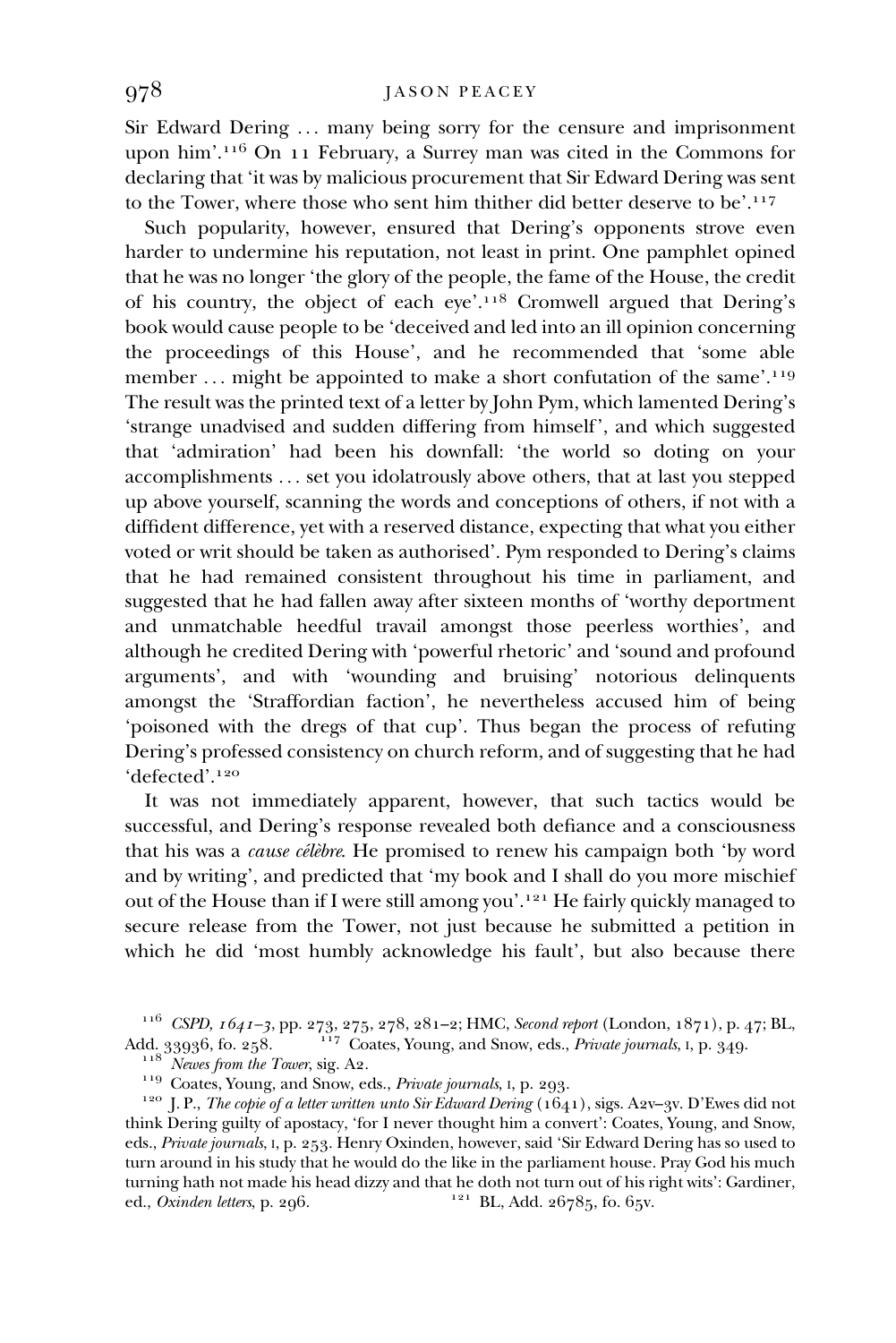Sir Edward Dering ... many being sorry for the censure and imprisonment upon him'.[116] On 11 February, a Surrey man was cited in the Commons for declaring that 'it was by malicious procurement that Sir Edward Dering was sent to the Tower, where those who sent him thither did better deserve to be'.[117]

Such popularity, however, ensured that Dering's opponents strove even harder to undermine his reputation, not least in print. One pamphlet opined that he was no longer 'the glory of the people, the fame of the House, the credit of his country, the object of each eye'.[118] Cromwell argued that Dering's book would cause people to be 'deceived and led into an ill opinion concerning the proceedings of this House', and he recommended that 'some able member ... might be appointed to make a short confutation of the same'.[119] The result was the printed text of a letter by John Pym, which lamented Dering's 'strange unadvised and sudden differing from himself', and which suggested that 'admiration' had been his downfall: 'the world so doting on your accomplishments ... set you idolatrously above others, that at last you stepped up above yourself, scanning the words and conceptions of others, if not with a diffident difference, yet with a reserved distance, expecting that what you either voted or writ should be taken as authorised'. Pym responded to Dering's claims that he had remained consistent throughout his time in parliament, and suggested that he had fallen away after sixteen months of 'worthy deportment and unmatchable heedful travail amongst those peerless worthies', and although he credited Dering with 'powerful rhetoric' and 'sound and profound arguments', and with 'wounding and bruising' notorious delinquents amongst the 'Straffordian faction', he nevertheless accused him of being 'poisoned with the dregs of that cup'. Thus began the process of refuting Dering's professed consistency on church reform, and of suggesting that he had 'defected'.[120]

It was not immediately apparent, however, that such tactics would be successful, and Dering's response revealed both defiance and a consciousness that his was a *cause célèbre*. He promised to renew his campaign both 'by word and by writing', and predicted that 'my book and I shall do you more mischief out of the House than if I were still among you'.[121] He fairly quickly managed to secure release from the Tower, not just because he submitted a petition in which he did 'most humbly acknowledge his fault', but also because there

[116] *CSPD, 1641–3*, pp. 273, 275, 278, 281–2; HMC, *Second report* (London, 1871), p. 47; BL, Add. 33936, fo. 258.

[117] Coates, Young, and Snow, eds., *Private journals*, I, p. 349.

[118] *Newes from the Tower*, sig. A2.

[119] Coates, Young, and Snow, eds., *Private journals*, I, p. 293.

[120] J. P., *The copie of a letter written unto Sir Edward Dering* (1641), sigs. A2v–3v. D'Ewes did not think Dering guilty of apostacy, 'for I never thought him a convert': Coates, Young, and Snow, eds., *Private journals*, I, p. 253. Henry Oxinden, however, said 'Sir Edward Dering has so used to turn around in his study that he would do the like in the parliament house. Pray God his much turning hath not made his head dizzy and that he doth not turn out of his right wits': Gardiner, ed., *Oxinden letters*, p. 296.

[121] BL, Add. 26785, fo. 65v.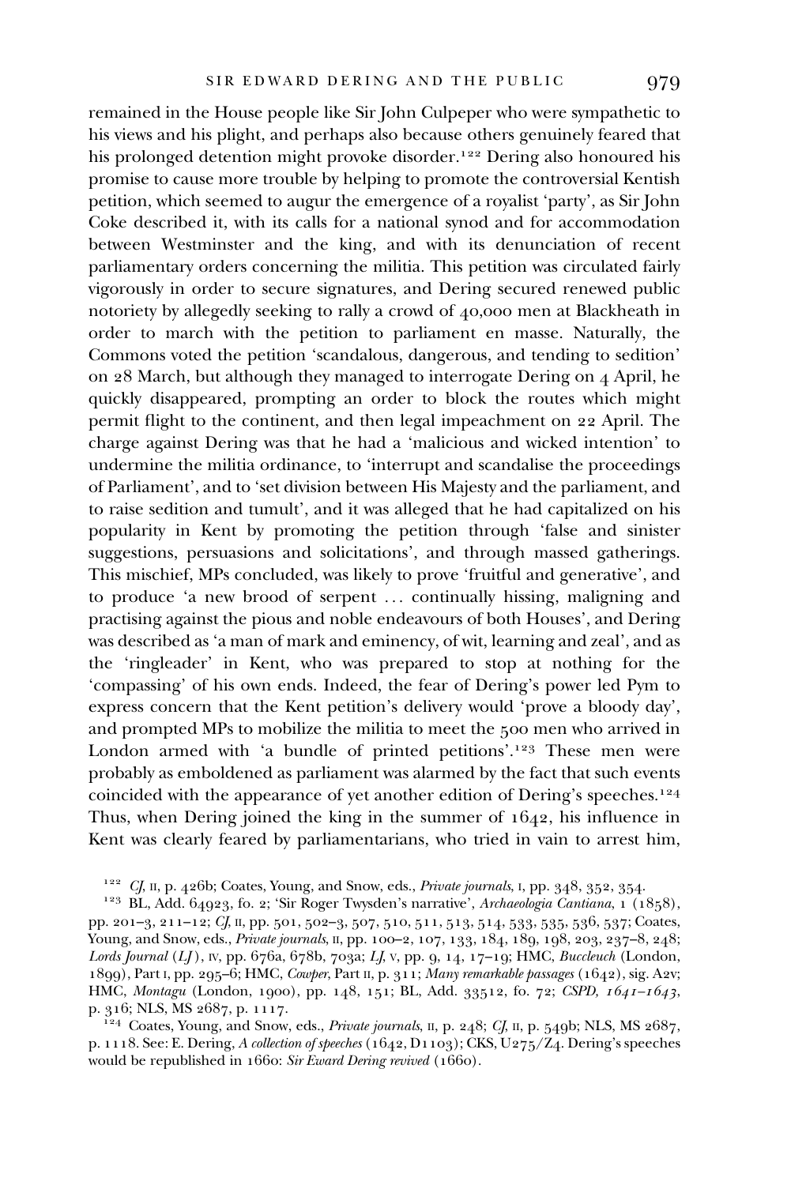remained in the House people like Sir John Culpeper who were sympathetic to his views and his plight, and perhaps also because others genuinely feared that his prolonged detention might provoke disorder.[122] Dering also honoured his promise to cause more trouble by helping to promote the controversial Kentish petition, which seemed to augur the emergence of a royalist 'party', as Sir John Coke described it, with its calls for a national synod and for accommodation between Westminster and the king, and with its denunciation of recent parliamentary orders concerning the militia. This petition was circulated fairly vigorously in order to secure signatures, and Dering secured renewed public notoriety by allegedly seeking to rally a crowd of 40,000 men at Blackheath in order to march with the petition to parliament en masse. Naturally, the Commons voted the petition 'scandalous, dangerous, and tending to sedition' on 28 March, but although they managed to interrogate Dering on 4 April, he quickly disappeared, prompting an order to block the routes which might permit flight to the continent, and then legal impeachment on 22 April. The charge against Dering was that he had a 'malicious and wicked intention' to undermine the militia ordinance, to 'interrupt and scandalise the proceedings of Parliament', and to 'set division between His Majesty and the parliament, and to raise sedition and tumult', and it was alleged that he had capitalized on his popularity in Kent by promoting the petition through 'false and sinister suggestions, persuasions and solicitations', and through massed gatherings. This mischief, MPs concluded, was likely to prove 'fruitful and generative', and to produce 'a new brood of serpent ... continually hissing, maligning and practising against the pious and noble endeavours of both Houses', and Dering was described as 'a man of mark and eminency, of wit, learning and zeal', and as the 'ringleader' in Kent, who was prepared to stop at nothing for the 'compassing' of his own ends. Indeed, the fear of Dering's power led Pym to express concern that the Kent petition's delivery would 'prove a bloody day', and prompted MPs to mobilize the militia to meet the 500 men who arrived in London armed with 'a bundle of printed petitions'.[123] These men were probably as emboldened as parliament was alarmed by the fact that such events coincided with the appearance of yet another edition of Dering's speeches.[124] Thus, when Dering joined the king in the summer of 1642, his influence in Kent was clearly feared by parliamentarians, who tried in vain to arrest him,

[122] *CJ*, II, p. 426b; Coates, Young, and Snow, eds., *Private journals*, I, pp. 348, 352, 354.

[123] BL, Add. 64923, fo. 2; 'Sir Roger Twysden's narrative', *Archaeologia Cantiana*, 1 (1858), pp. 201–3, 211–12; *CJ*, II, pp. 501, 502–3, 507, 510, 511, 513, 514, 533, 535, 536, 537; Coates, Young, and Snow, eds., *Private journals*, II, pp. 100–2, 107, 133, 184, 189, 198, 203, 237–8, 248; *Lords Journal* (*LJ*), IV, pp. 676a, 678b, 703a; *LJ*, V, pp. 9, 14, 17–19; HMC, *Buccleuch* (London, 1899), Part I, pp. 295–6; HMC, *Cowper*, Part II, p. 311; *Many remarkable passages* (1642), sig. A2v; HMC, *Montagu* (London, 1900), pp. 148, 151; BL, Add. 33512, fo. 72; *CSPD, 1641–1643*, p. 316; NLS, MS 2687, p. 1117.

[124] Coates, Young, and Snow, eds., *Private journals*, II, p. 248; *CJ*, II, p. 549b; NLS, MS 2687, p. 1118. See: E. Dering, *A collection of speeches* (1642, D1103); CKS, U275/Z4. Dering's speeches would be republished in 1660: *Sir Eward Dering revived* (1660).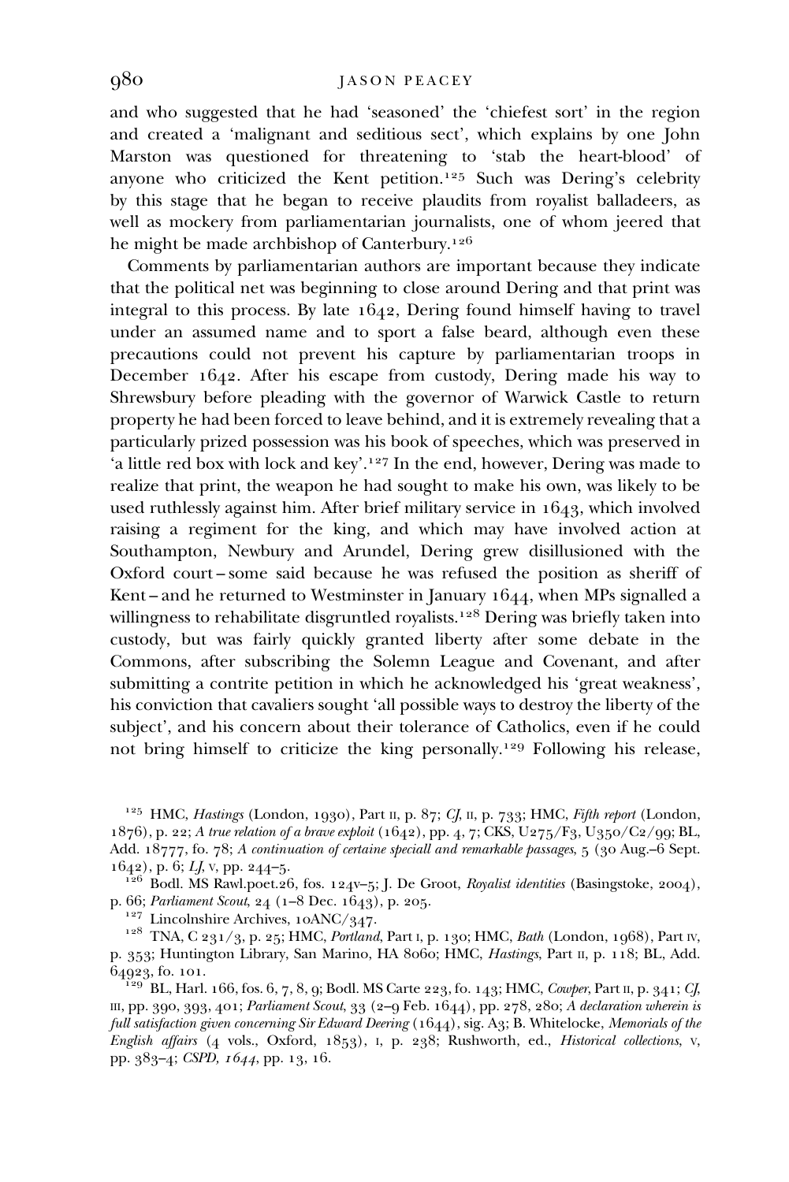and who suggested that he had 'seasoned' the 'chiefest sort' in the region and created a 'malignant and seditious sect', which explains by one John Marston was questioned for threatening to 'stab the heart-blood' of anyone who criticized the Kent petition.[125] Such was Dering's celebrity by this stage that he began to receive plaudits from royalist balladeers, as well as mockery from parliamentarian journalists, one of whom jeered that he might be made archbishop of Canterbury.[126]

Comments by parliamentarian authors are important because they indicate that the political net was beginning to close around Dering and that print was integral to this process. By late 1642, Dering found himself having to travel under an assumed name and to sport a false beard, although even these precautions could not prevent his capture by parliamentarian troops in December 1642. After his escape from custody, Dering made his way to Shrewsbury before pleading with the governor of Warwick Castle to return property he had been forced to leave behind, and it is extremely revealing that a particularly prized possession was his book of speeches, which was preserved in 'a little red box with lock and key'.[127] In the end, however, Dering was made to realize that print, the weapon he had sought to make his own, was likely to be used ruthlessly against him. After brief military service in 1643, which involved raising a regiment for the king, and which may have involved action at Southampton, Newbury and Arundel, Dering grew disillusioned with the Oxford court – some said because he was refused the position as sheriff of Kent – and he returned to Westminster in January 1644, when MPs signalled a willingness to rehabilitate disgruntled royalists.[128] Dering was briefly taken into custody, but was fairly quickly granted liberty after some debate in the Commons, after subscribing the Solemn League and Covenant, and after submitting a contrite petition in which he acknowledged his 'great weakness', his conviction that cavaliers sought 'all possible ways to destroy the liberty of the subject', and his concern about their tolerance of Catholics, even if he could not bring himself to criticize the king personally.[129] Following his release,

[125] HMC, *Hastings* (London, 1930), Part II, p. 87; *CJ*, II, p. 733; HMC, *Fifth report* (London, 1876), p. 22; *A true relation of a brave exploit* (1642), pp. 4, 7; CKS, U275/F3, U350/C2/99; BL, Add. 18777, fo. 78; *A continuation of certaine speciall and remarkable passages*, 5 (30 Aug.–6 Sept. 1642), p. 6; *LJ*, V, pp. 244–5.

[126] Bodl. MS Rawl.poet.26, fos. 124v–5; J. De Groot, *Royalist identities* (Basingstoke, 2004), p. 66; *Parliament Scout*, 24 (1–8 Dec. 1643), p. 205.

[127] Lincolnshire Archives, 10ANC/347.

[128] TNA, C 231/3, p. 25; HMC, *Portland*, Part I, p. 130; HMC, *Bath* (London, 1968), Part IV, p. 353; Huntington Library, San Marino, HA 8060; HMC, *Hastings*, Part II, p. 118; BL, Add. 64923, fo. 101.

[129] BL, Harl. 166, fos. 6, 7, 8, 9; Bodl. MS Carte 223, fo. 143; HMC, *Cowper*, Part II, p. 341; *CJ*, III, pp. 390, 393, 401; *Parliament Scout*, 33 (2–9 Feb. 1644), pp. 278, 280; *A declaration wherein is full satisfaction given concerning Sir Edward Deering* (1644), sig. A3; B. Whitelocke, *Memorials of the English affairs* (4 vols., Oxford, 1853), I, p. 238; Rushworth, ed., *Historical collections*, V, pp. 383–4; *CSPD, 1644*, pp. 13, 16.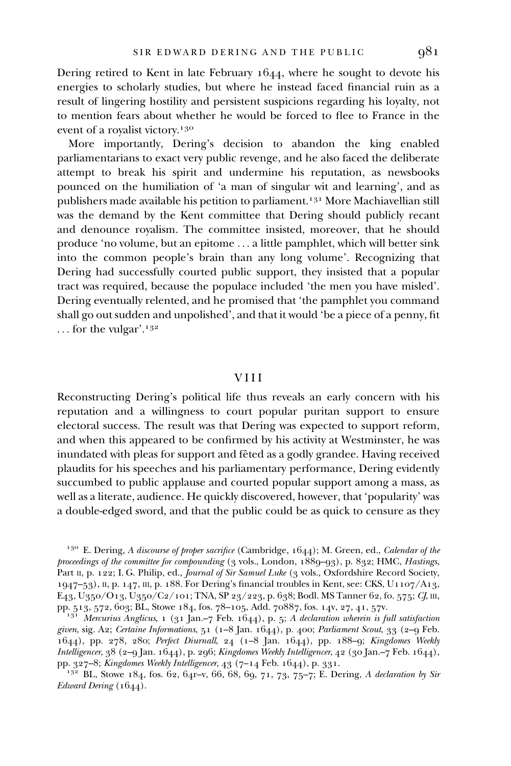Dering retired to Kent in late February 1644, where he sought to devote his energies to scholarly studies, but where he instead faced financial ruin as a result of lingering hostility and persistent suspicions regarding his loyalty, not to mention fears about whether he would be forced to flee to France in the event of a royalist victory.[130]

More importantly, Dering's decision to abandon the king enabled parliamentarians to exact very public revenge, and he also faced the deliberate attempt to break his spirit and undermine his reputation, as newsbooks pounced on the humiliation of 'a man of singular wit and learning', and as publishers made available his petition to parliament.[131] More Machiavellian still was the demand by the Kent committee that Dering should publicly recant and denounce royalism. The committee insisted, moreover, that he should produce 'no volume, but an epitome ... a little pamphlet, which will better sink into the common people's brain than any long volume'. Recognizing that Dering had successfully courted public support, they insisted that a popular tract was required, because the populace included 'the men you have misled'. Dering eventually relented, and he promised that 'the pamphlet you command shall go out sudden and unpolished', and that it would 'be a piece of a penny, fit ... for the vulgar'.[132]

## VIII

Reconstructing Dering's political life thus reveals an early concern with his reputation and a willingness to court popular puritan support to ensure electoral success. The result was that Dering was expected to support reform, and when this appeared to be confirmed by his activity at Westminster, he was inundated with pleas for support and fêted as a godly grandee. Having received plaudits for his speeches and his parliamentary performance, Dering evidently succumbed to public applause and courted popular support among a mass, as well as a literate, audience. He quickly discovered, however, that 'popularity' was a double-edged sword, and that the public could be as quick to censure as they

---

[130] E. Dering, *A discourse of proper sacrifice* (Cambridge, 1644); M. Green, ed., *Calendar of the proceedings of the committee for compounding* (3 vols., London, 1889–93), p. 832; HMC, *Hastings*, Part II, p. 122; I. G. Philip, ed., *Journal of Sir Samuel Luke* (3 vols., Oxfordshire Record Society, 1947–53), II, p. 147, III, p. 188. For Dering's financial troubles in Kent, see: CKS, U1107/A13, E43, U350/O13, U350/C2/101; TNA, SP 23/223, p. 638; Bodl. MS Tanner 62, fo. 575; *CJ*, III, pp. 513, 572, 603; BL, Stowe 184, fos. 78–105, Add. 70887, fos. 14v, 27, 41, 57v.

[131] *Mercurius Anglicus*, 1 (31 Jan.–7 Feb. 1644), p. 5; *A declaration wherein is full satisfaction given*, sig. A2; *Certaine Informations*, 51 (1–8 Jan. 1644), p. 400; *Parliament Scout*, 33 (2–9 Feb. 1644), pp. 278, 280; *Perfect Diurnall*, 24 (1–8 Jan. 1644), pp. 188–9; *Kingdomes Weekly Intelligencer*, 38 (2–9 Jan. 1644), p. 296; *Kingdomes Weekly Intelligencer*, 42 (30 Jan.–7 Feb. 1644), pp. 327–8; *Kingdomes Weekly Intelligencer*, 43 (7–14 Feb. 1644), p. 331.

[132] BL, Stowe 184, fos. 62, 64r–v, 66, 68, 69, 71, 73, 75–7; E. Dering, *A declaration by Sir Edward Dering* (1644).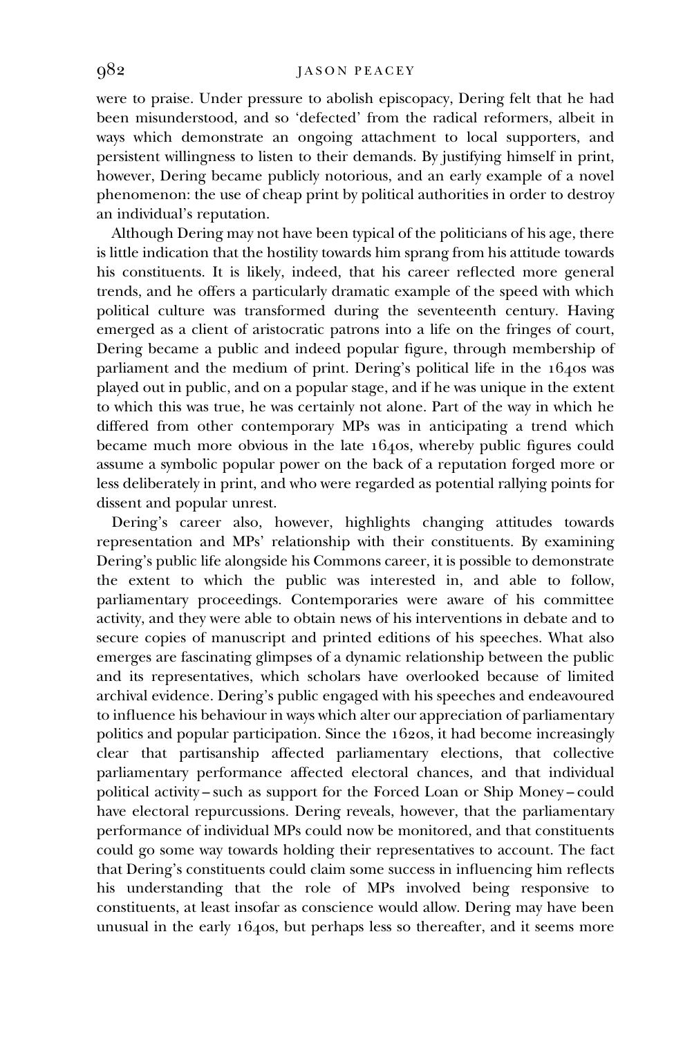were to praise. Under pressure to abolish episcopacy, Dering felt that he had been misunderstood, and so 'defected' from the radical reformers, albeit in ways which demonstrate an ongoing attachment to local supporters, and persistent willingness to listen to their demands. By justifying himself in print, however, Dering became publicly notorious, and an early example of a novel phenomenon: the use of cheap print by political authorities in order to destroy an individual's reputation.

Although Dering may not have been typical of the politicians of his age, there is little indication that the hostility towards him sprang from his attitude towards his constituents. It is likely, indeed, that his career reflected more general trends, and he offers a particularly dramatic example of the speed with which political culture was transformed during the seventeenth century. Having emerged as a client of aristocratic patrons into a life on the fringes of court, Dering became a public and indeed popular figure, through membership of parliament and the medium of print. Dering's political life in the 1640s was played out in public, and on a popular stage, and if he was unique in the extent to which this was true, he was certainly not alone. Part of the way in which he differed from other contemporary MPs was in anticipating a trend which became much more obvious in the late 1640s, whereby public figures could assume a symbolic popular power on the back of a reputation forged more or less deliberately in print, and who were regarded as potential rallying points for dissent and popular unrest.

Dering's career also, however, highlights changing attitudes towards representation and MPs' relationship with their constituents. By examining Dering's public life alongside his Commons career, it is possible to demonstrate the extent to which the public was interested in, and able to follow, parliamentary proceedings. Contemporaries were aware of his committee activity, and they were able to obtain news of his interventions in debate and to secure copies of manuscript and printed editions of his speeches. What also emerges are fascinating glimpses of a dynamic relationship between the public and its representatives, which scholars have overlooked because of limited archival evidence. Dering's public engaged with his speeches and endeavoured to influence his behaviour in ways which alter our appreciation of parliamentary politics and popular participation. Since the 1620s, it had become increasingly clear that partisanship affected parliamentary elections, that collective parliamentary performance affected electoral chances, and that individual political activity – such as support for the Forced Loan or Ship Money – could have electoral repurcussions. Dering reveals, however, that the parliamentary performance of individual MPs could now be monitored, and that constituents could go some way towards holding their representatives to account. The fact that Dering's constituents could claim some success in influencing him reflects his understanding that the role of MPs involved being responsive to constituents, at least insofar as conscience would allow. Dering may have been unusual in the early 1640s, but perhaps less so thereafter, and it seems more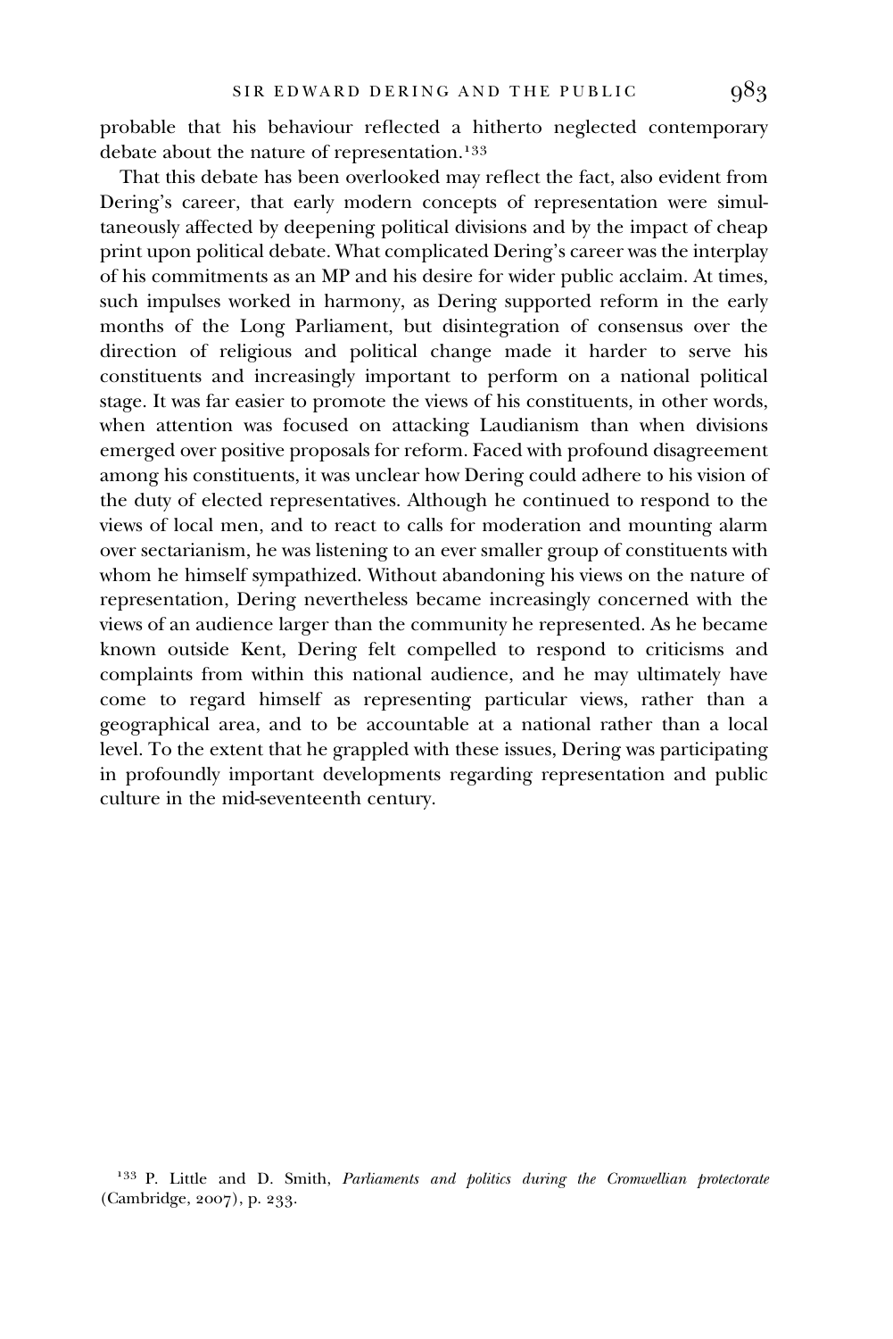probable that his behaviour reflected a hitherto neglected contemporary debate about the nature of representation.[133]

That this debate has been overlooked may reflect the fact, also evident from Dering's career, that early modern concepts of representation were simultaneously affected by deepening political divisions and by the impact of cheap print upon political debate. What complicated Dering's career was the interplay of his commitments as an MP and his desire for wider public acclaim. At times, such impulses worked in harmony, as Dering supported reform in the early months of the Long Parliament, but disintegration of consensus over the direction of religious and political change made it harder to serve his constituents and increasingly important to perform on a national political stage. It was far easier to promote the views of his constituents, in other words, when attention was focused on attacking Laudianism than when divisions emerged over positive proposals for reform. Faced with profound disagreement among his constituents, it was unclear how Dering could adhere to his vision of the duty of elected representatives. Although he continued to respond to the views of local men, and to react to calls for moderation and mounting alarm over sectarianism, he was listening to an ever smaller group of constituents with whom he himself sympathized. Without abandoning his views on the nature of representation, Dering nevertheless became increasingly concerned with the views of an audience larger than the community he represented. As he became known outside Kent, Dering felt compelled to respond to criticisms and complaints from within this national audience, and he may ultimately have come to regard himself as representing particular views, rather than a geographical area, and to be accountable at a national rather than a local level. To the extent that he grappled with these issues, Dering was participating in profoundly important developments regarding representation and public culture in the mid-seventeenth century.

[133] P. Little and D. Smith, *Parliaments and politics during the Cromwellian protectorate* (Cambridge, 2007), p. 233.